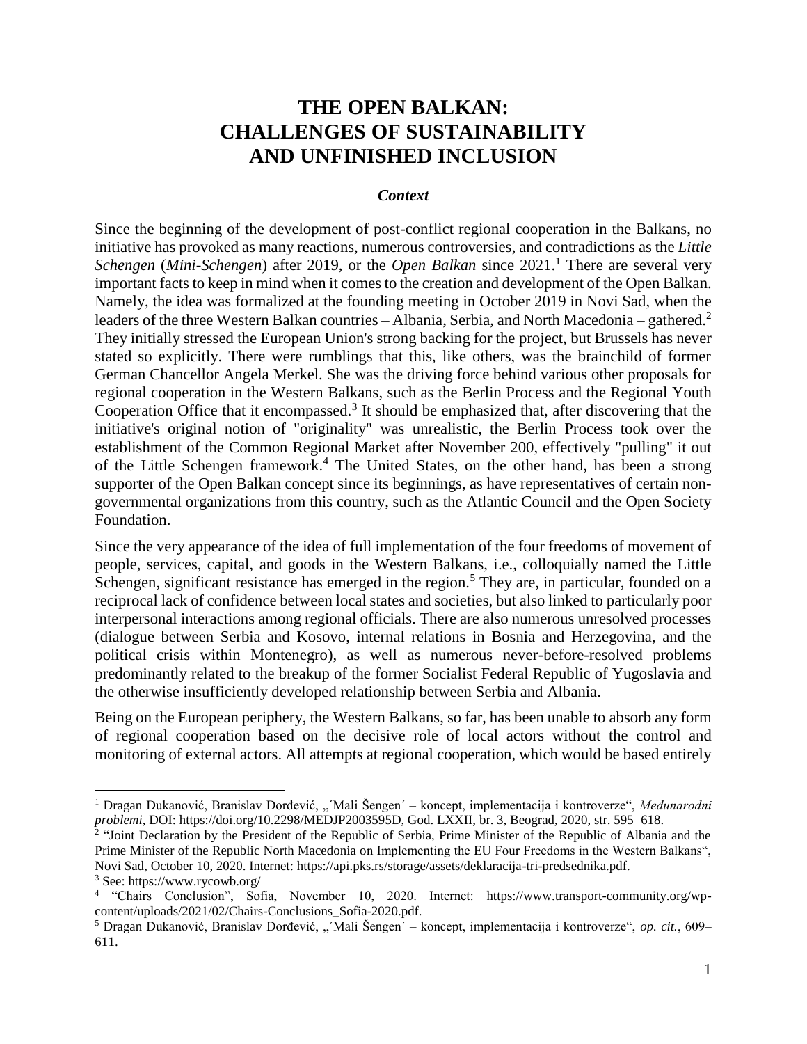# THE OPEN BALKAN: CHALLENGES OF SUSTAINABILITY AND UNFINISHED INCLUSION

### *Context*

Since the beginning of the development of post-conflict regional cooperation in the Balkans, no initiative has provoked as many reactions, numerous controversies, and contradictions as the *Little Schengen* (*Mini-Schengen*) after 2019, or the *Open Balkan* since 2021.[1] There are several very important facts to keep in mind when it comes to the creation and development of the Open Balkan. Namely, the idea was formalized at the founding meeting in October 2019 in Novi Sad, when the leaders of the three Western Balkan countries – Albania, Serbia, and North Macedonia – gathered.[2] They initially stressed the European Union's strong backing for the project, but Brussels has never stated so explicitly. There were rumblings that this, like others, was the brainchild of former German Chancellor Angela Merkel. She was the driving force behind various other proposals for regional cooperation in the Western Balkans, such as the Berlin Process and the Regional Youth Cooperation Office that it encompassed.[3] It should be emphasized that, after discovering that the initiative's original notion of "originality" was unrealistic, the Berlin Process took over the establishment of the Common Regional Market after November 200, effectively "pulling" it out of the Little Schengen framework.[4] The United States, on the other hand, has been a strong supporter of the Open Balkan concept since its beginnings, as have representatives of certain non-governmental organizations from this country, such as the Atlantic Council and the Open Society Foundation.

Since the very appearance of the idea of full implementation of the four freedoms of movement of people, services, capital, and goods in the Western Balkans, i.e., colloquially named the Little Schengen, significant resistance has emerged in the region.[5] They are, in particular, founded on a reciprocal lack of confidence between local states and societies, but also linked to particularly poor interpersonal interactions among regional officials. There are also numerous unresolved processes (dialogue between Serbia and Kosovo, internal relations in Bosnia and Herzegovina, and the political crisis within Montenegro), as well as numerous never-before-resolved problems predominantly related to the breakup of the former Socialist Federal Republic of Yugoslavia and the otherwise insufficiently developed relationship between Serbia and Albania.

Being on the European periphery, the Western Balkans, so far, has been unable to absorb any form of regional cooperation based on the decisive role of local actors without the control and monitoring of external actors. All attempts at regional cooperation, which would be based entirely

---

[1] Dragan Đukanović, Branislav Đorđević, „´Mali Šengen´ – koncept, implementacija i kontroverze", *Međunarodni problemi*, DOI: https://doi.org/10.2298/MEDJP2003595D, God. LXXII, br. 3, Beograd, 2020, str. 595–618.

[2] "Joint Declaration by the President of the Republic of Serbia, Prime Minister of the Republic of Albania and the Prime Minister of the Republic North Macedonia on Implementing the EU Four Freedoms in the Western Balkans", Novi Sad, October 10, 2020. Internet: https://api.pks.rs/storage/assets/deklaracija-tri-predsednika.pdf.

[3] See: https://www.rycowb.org/

[4] "Chairs Conclusion", Sofia, November 10, 2020. Internet: https://www.transport-community.org/wp-content/uploads/2021/02/Chairs-Conclusions_Sofia-2020.pdf.

[5] Dragan Đukanović, Branislav Đorđević, „´Mali Šengen´ – koncept, implementacija i kontroverze", *op. cit.*, 609–611.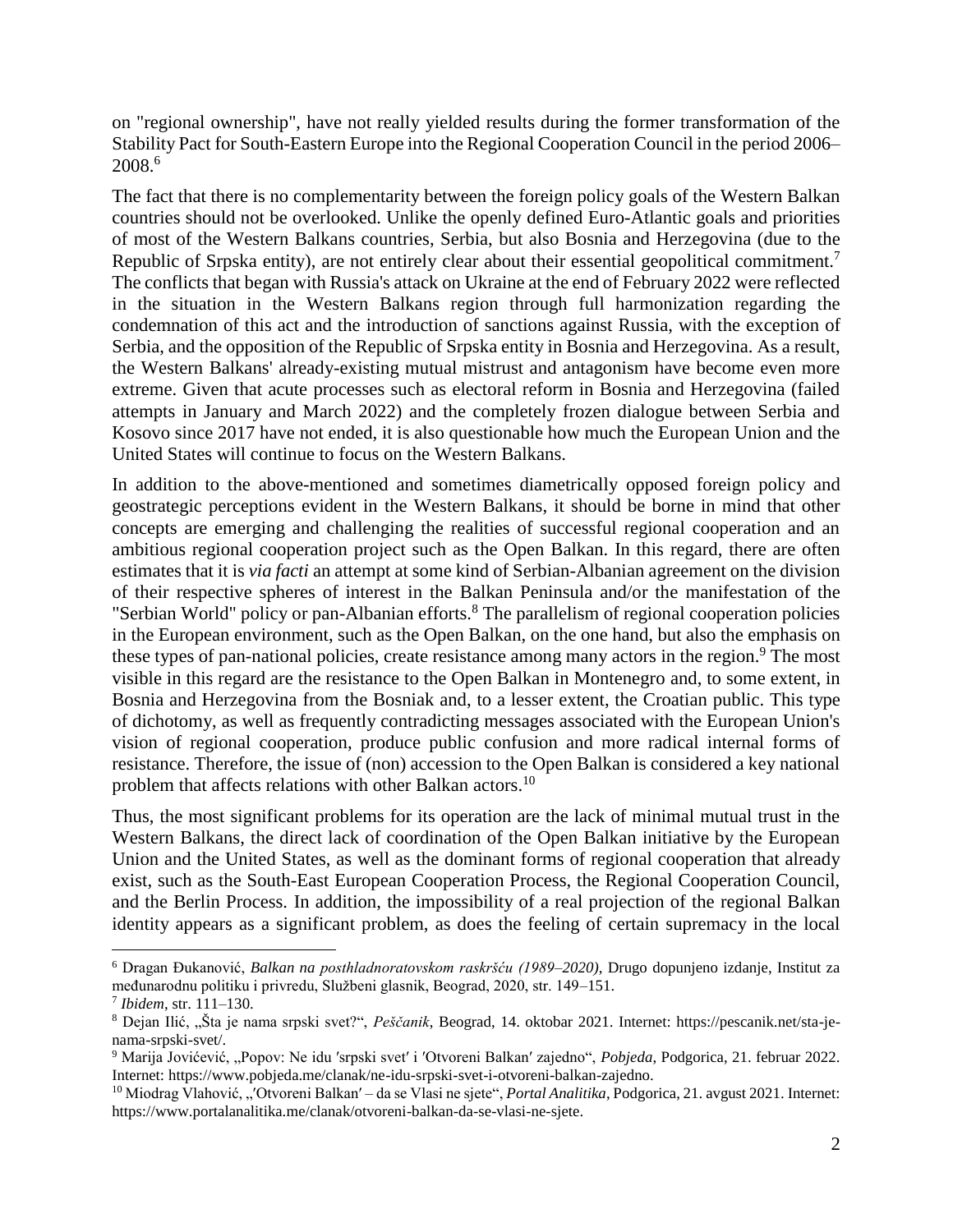on "regional ownership", have not really yielded results during the former transformation of the Stability Pact for South-Eastern Europe into the Regional Cooperation Council in the period 2006–2008.[6]

The fact that there is no complementarity between the foreign policy goals of the Western Balkan countries should not be overlooked. Unlike the openly defined Euro-Atlantic goals and priorities of most of the Western Balkans countries, Serbia, but also Bosnia and Herzegovina (due to the Republic of Srpska entity), are not entirely clear about their essential geopolitical commitment.[7] The conflicts that began with Russia's attack on Ukraine at the end of February 2022 were reflected in the situation in the Western Balkans region through full harmonization regarding the condemnation of this act and the introduction of sanctions against Russia, with the exception of Serbia, and the opposition of the Republic of Srpska entity in Bosnia and Herzegovina. As a result, the Western Balkans' already-existing mutual mistrust and antagonism have become even more extreme. Given that acute processes such as electoral reform in Bosnia and Herzegovina (failed attempts in January and March 2022) and the completely frozen dialogue between Serbia and Kosovo since 2017 have not ended, it is also questionable how much the European Union and the United States will continue to focus on the Western Balkans.

In addition to the above-mentioned and sometimes diametrically opposed foreign policy and geostrategic perceptions evident in the Western Balkans, it should be borne in mind that other concepts are emerging and challenging the realities of successful regional cooperation and an ambitious regional cooperation project such as the Open Balkan. In this regard, there are often estimates that it is *via facti* an attempt at some kind of Serbian-Albanian agreement on the division of their respective spheres of interest in the Balkan Peninsula and/or the manifestation of the "Serbian World" policy or pan-Albanian efforts.[8] The parallelism of regional cooperation policies in the European environment, such as the Open Balkan, on the one hand, but also the emphasis on these types of pan-national policies, create resistance among many actors in the region.[9] The most visible in this regard are the resistance to the Open Balkan in Montenegro and, to some extent, in Bosnia and Herzegovina from the Bosniak and, to a lesser extent, the Croatian public. This type of dichotomy, as well as frequently contradicting messages associated with the European Union's vision of regional cooperation, produce public confusion and more radical internal forms of resistance. Therefore, the issue of (non) accession to the Open Balkan is considered a key national problem that affects relations with other Balkan actors.[10]

Thus, the most significant problems for its operation are the lack of minimal mutual trust in the Western Balkans, the direct lack of coordination of the Open Balkan initiative by the European Union and the United States, as well as the dominant forms of regional cooperation that already exist, such as the South-East European Cooperation Process, the Regional Cooperation Council, and the Berlin Process. In addition, the impossibility of a real projection of the regional Balkan identity appears as a significant problem, as does the feeling of certain supremacy in the local

---

[6] Dragan Đukanović, *Balkan na posthladnoratovskom raskršću (1989–2020)*, Drugo dopunjeno izdanje, Institut za međunarodnu politiku i privredu, Službeni glasnik, Beograd, 2020, str. 149–151.

[7] *Ibidem*, str. 111–130.

[8] Dejan Ilić, „Šta je nama srpski svet?“, *Peščanik*, Beograd, 14. oktobar 2021. Internet: https://pescanik.net/sta-je-nama-srpski-svet/.

[9] Marija Jovićević, „Popov: Ne idu ′srpski svet′ i ′Otvoreni Balkan′ zajedno“, *Pobjeda*, Podgorica, 21. februar 2022. Internet: https://www.pobjeda.me/clanak/ne-idu-srpski-svet-i-otvoreni-balkan-zajedno.

[10] Miodrag Vlahović, „′Otvoreni Balkan′ – da se Vlasi ne sjete“, *Portal Analitika*, Podgorica, 21. avgust 2021. Internet: https://www.portalanalitika.me/clanak/otvoreni-balkan-da-se-vlasi-ne-sjete.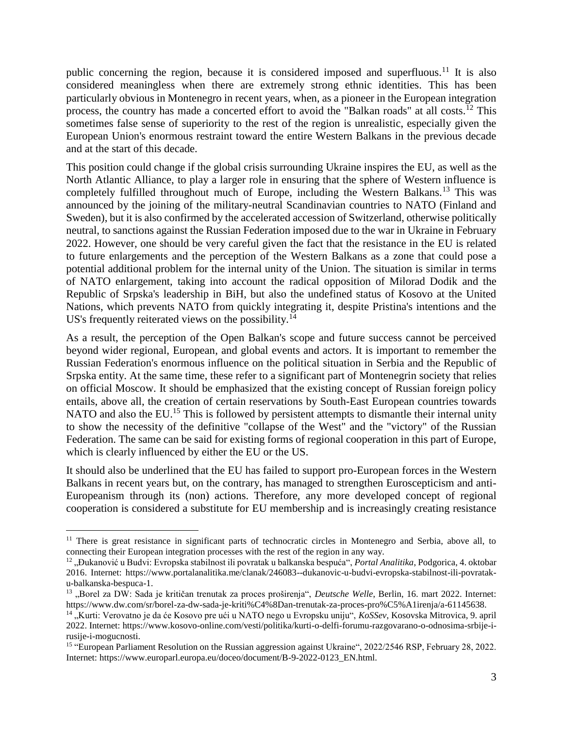public concerning the region, because it is considered imposed and superfluous.[11] It is also considered meaningless when there are extremely strong ethnic identities. This has been particularly obvious in Montenegro in recent years, when, as a pioneer in the European integration process, the country has made a concerted effort to avoid the "Balkan roads" at all costs.[12] This sometimes false sense of superiority to the rest of the region is unrealistic, especially given the European Union's enormous restraint toward the entire Western Balkans in the previous decade and at the start of this decade.

This position could change if the global crisis surrounding Ukraine inspires the EU, as well as the North Atlantic Alliance, to play a larger role in ensuring that the sphere of Western influence is completely fulfilled throughout much of Europe, including the Western Balkans.[13] This was announced by the joining of the military-neutral Scandinavian countries to NATO (Finland and Sweden), but it is also confirmed by the accelerated accession of Switzerland, otherwise politically neutral, to sanctions against the Russian Federation imposed due to the war in Ukraine in February 2022. However, one should be very careful given the fact that the resistance in the EU is related to future enlargements and the perception of the Western Balkans as a zone that could pose a potential additional problem for the internal unity of the Union. The situation is similar in terms of NATO enlargement, taking into account the radical opposition of Milorad Dodik and the Republic of Srpska's leadership in BiH, but also the undefined status of Kosovo at the United Nations, which prevents NATO from quickly integrating it, despite Pristina's intentions and the US's frequently reiterated views on the possibility.[14]

As a result, the perception of the Open Balkan's scope and future success cannot be perceived beyond wider regional, European, and global events and actors. It is important to remember the Russian Federation's enormous influence on the political situation in Serbia and the Republic of Srpska entity. At the same time, these refer to a significant part of Montenegrin society that relies on official Moscow. It should be emphasized that the existing concept of Russian foreign policy entails, above all, the creation of certain reservations by South-East European countries towards NATO and also the EU.[15] This is followed by persistent attempts to dismantle their internal unity to show the necessity of the definitive "collapse of the West" and the "victory" of the Russian Federation. The same can be said for existing forms of regional cooperation in this part of Europe, which is clearly influenced by either the EU or the US.

It should also be underlined that the EU has failed to support pro-European forces in the Western Balkans in recent years but, on the contrary, has managed to strengthen Euroscepticism and anti-Europeanism through its (non) actions. Therefore, any more developed concept of regional cooperation is considered a substitute for EU membership and is increasingly creating resistance

---

[11] There is great resistance in significant parts of technocratic circles in Montenegro and Serbia, above all, to connecting their European integration processes with the rest of the region in any way.

[12] „Đukanović u Budvi: Evropska stabilnost ili povratak u balkanska bespuća", *Portal Analitika*, Podgorica, 4. oktobar 2016. Internet: https://www.portalanalitika.me/clanak/246083--dukanovic-u-budvi-evropska-stabilnost-ili-povratak-u-balkanska-bespuca-1.

[13] „Borel za DW: Sada je kritičan trenutak za proces proširenja", *Deutsche Welle*, Berlin, 16. mart 2022. Internet: https://www.dw.com/sr/borel-za-dw-sada-je-kriti%C4%8Dan-trenutak-za-proces-pro%C5%A1irenja/a-61145638.

[14] „Kurti: Verovatno je da će Kosovo pre ući u NATO nego u Evropsku uniju", *KoSSev*, Kosovska Mitrovica, 9. april 2022. Internet: https://www.kosovo-online.com/vesti/politika/kurti-o-delfi-forumu-razgovarano-o-odnosima-srbije-i-rusije-i-mogucnosti.

[15] "European Parliament Resolution on the Russian aggression against Ukraine", 2022/2546 RSP, February 28, 2022. Internet: https://www.europarl.europa.eu/doceo/document/B-9-2022-0123_EN.html.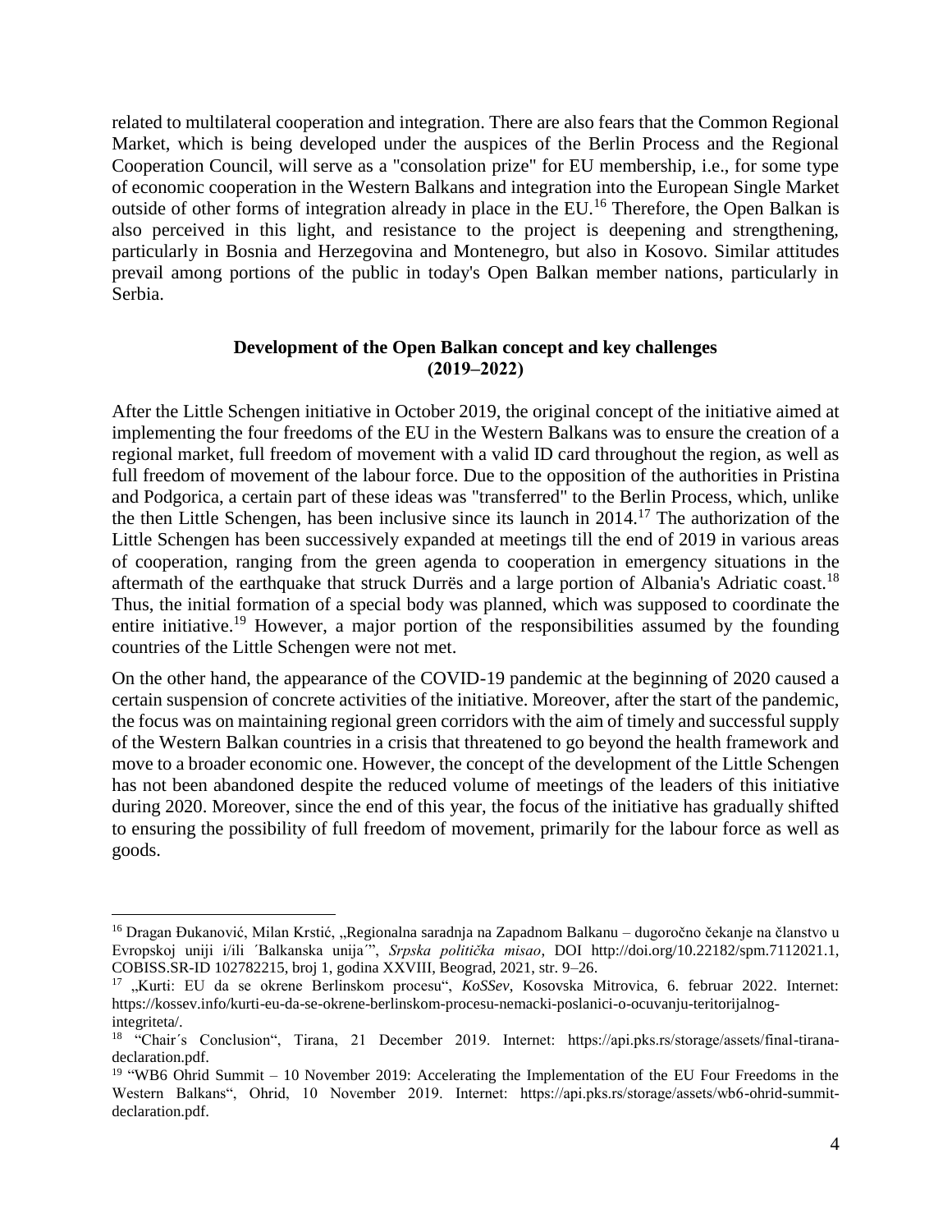related to multilateral cooperation and integration. There are also fears that the Common Regional Market, which is being developed under the auspices of the Berlin Process and the Regional Cooperation Council, will serve as a "consolation prize" for EU membership, i.e., for some type of economic cooperation in the Western Balkans and integration into the European Single Market outside of other forms of integration already in place in the EU.[16] Therefore, the Open Balkan is also perceived in this light, and resistance to the project is deepening and strengthening, particularly in Bosnia and Herzegovina and Montenegro, but also in Kosovo. Similar attitudes prevail among portions of the public in today's Open Balkan member nations, particularly in Serbia.

## Development of the Open Balkan concept and key challenges (2019–2022)

After the Little Schengen initiative in October 2019, the original concept of the initiative aimed at implementing the four freedoms of the EU in the Western Balkans was to ensure the creation of a regional market, full freedom of movement with a valid ID card throughout the region, as well as full freedom of movement of the labour force. Due to the opposition of the authorities in Pristina and Podgorica, a certain part of these ideas was "transferred" to the Berlin Process, which, unlike the then Little Schengen, has been inclusive since its launch in 2014.[17] The authorization of the Little Schengen has been successively expanded at meetings till the end of 2019 in various areas of cooperation, ranging from the green agenda to cooperation in emergency situations in the aftermath of the earthquake that struck Durrës and a large portion of Albania's Adriatic coast.[18] Thus, the initial formation of a special body was planned, which was supposed to coordinate the entire initiative.[19] However, a major portion of the responsibilities assumed by the founding countries of the Little Schengen were not met.

On the other hand, the appearance of the COVID-19 pandemic at the beginning of 2020 caused a certain suspension of concrete activities of the initiative. Moreover, after the start of the pandemic, the focus was on maintaining regional green corridors with the aim of timely and successful supply of the Western Balkan countries in a crisis that threatened to go beyond the health framework and move to a broader economic one. However, the concept of the development of the Little Schengen has not been abandoned despite the reduced volume of meetings of the leaders of this initiative during 2020. Moreover, since the end of this year, the focus of the initiative has gradually shifted to ensuring the possibility of full freedom of movement, primarily for the labour force as well as goods.

---

[16] Dragan Đukanović, Milan Krstić, „Regionalna saradnja na Zapadnom Balkanu – dugoročno čekanje na članstvo u Evropskoj uniji i/ili ´Balkanska unija´", *Srpska politička misao*, DOI http://doi.org/10.22182/spm.7112021.1, COBISS.SR-ID 102782215, broj 1, godina XXVIII, Beograd, 2021, str. 9–26.

[17] „Kurti: EU da se okrene Berlinskom procesu", *KoSSev*, Kosovska Mitrovica, 6. februar 2022. Internet: https://kossev.info/kurti-eu-da-se-okrene-berlinskom-procesu-nemacki-poslanici-o-ocuvanju-teritorijalnog-integriteta/.

[18] "Chair´s Conclusion", Tirana, 21 December 2019. Internet: https://api.pks.rs/storage/assets/final-tirana-declaration.pdf.

[19] "WB6 Ohrid Summit – 10 November 2019: Accelerating the Implementation of the EU Four Freedoms in the Western Balkans", Ohrid, 10 November 2019. Internet: https://api.pks.rs/storage/assets/wb6-ohrid-summit-declaration.pdf.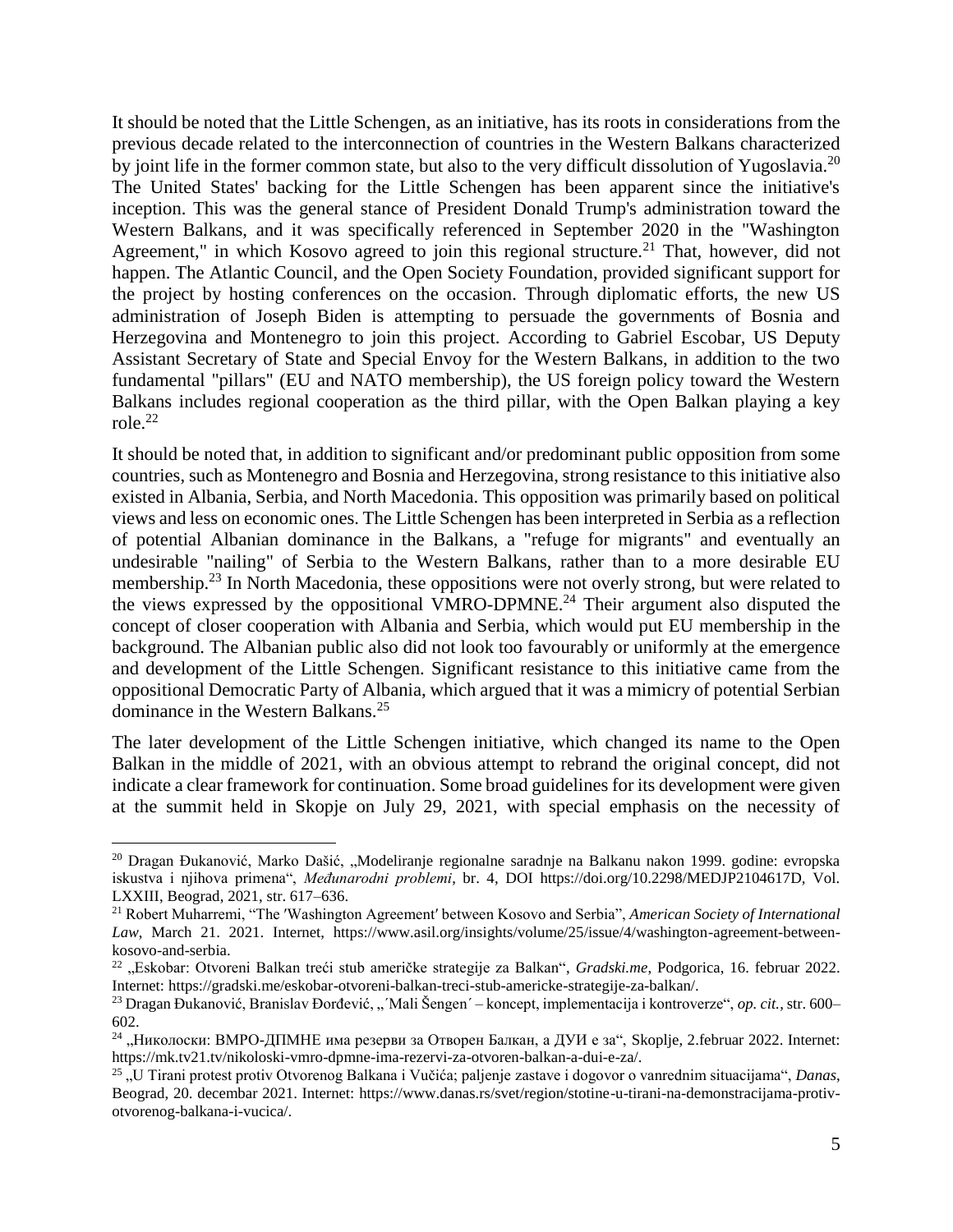It should be noted that the Little Schengen, as an initiative, has its roots in considerations from the previous decade related to the interconnection of countries in the Western Balkans characterized by joint life in the former common state, but also to the very difficult dissolution of Yugoslavia.[20] The United States' backing for the Little Schengen has been apparent since the initiative's inception. This was the general stance of President Donald Trump's administration toward the Western Balkans, and it was specifically referenced in September 2020 in the "Washington Agreement," in which Kosovo agreed to join this regional structure.[21] That, however, did not happen. The Atlantic Council, and the Open Society Foundation, provided significant support for the project by hosting conferences on the occasion. Through diplomatic efforts, the new US administration of Joseph Biden is attempting to persuade the governments of Bosnia and Herzegovina and Montenegro to join this project. According to Gabriel Escobar, US Deputy Assistant Secretary of State and Special Envoy for the Western Balkans, in addition to the two fundamental "pillars" (EU and NATO membership), the US foreign policy toward the Western Balkans includes regional cooperation as the third pillar, with the Open Balkan playing a key role.[22]

It should be noted that, in addition to significant and/or predominant public opposition from some countries, such as Montenegro and Bosnia and Herzegovina, strong resistance to this initiative also existed in Albania, Serbia, and North Macedonia. This opposition was primarily based on political views and less on economic ones. The Little Schengen has been interpreted in Serbia as a reflection of potential Albanian dominance in the Balkans, a "refuge for migrants" and eventually an undesirable "nailing" of Serbia to the Western Balkans, rather than to a more desirable EU membership.[23] In North Macedonia, these oppositions were not overly strong, but were related to the views expressed by the oppositional VMRO-DPMNE.[24] Their argument also disputed the concept of closer cooperation with Albania and Serbia, which would put EU membership in the background. The Albanian public also did not look too favourably or uniformly at the emergence and development of the Little Schengen. Significant resistance to this initiative came from the oppositional Democratic Party of Albania, which argued that it was a mimicry of potential Serbian dominance in the Western Balkans.[25]

The later development of the Little Schengen initiative, which changed its name to the Open Balkan in the middle of 2021, with an obvious attempt to rebrand the original concept, did not indicate a clear framework for continuation. Some broad guidelines for its development were given at the summit held in Skopje on July 29, 2021, with special emphasis on the necessity of

---

[20] Dragan Đukanović, Marko Dašić, „Modeliranje regionalne saradnje na Balkanu nakon 1999. godine: evropska iskustva i njihova primena", *Međunarodni problemi*, br. 4, DOI https://doi.org/10.2298/MEDJP2104617D, Vol. LXXIII, Beograd, 2021, str. 617–636.

[21] Robert Muharremi, "The ′Washington Agreement′ between Kosovo and Serbia", *American Society of International Law*, March 21. 2021. Internet, https://www.asil.org/insights/volume/25/issue/4/washington-agreement-between-kosovo-and-serbia.

[22] „Eskobar: Otvoreni Balkan treći stub američke strategije za Balkan", *Gradski.me*, Podgorica, 16. februar 2022. Internet: https://gradski.me/eskobar-otvoreni-balkan-treci-stub-americke-strategije-za-balkan/.

[23] Dragan Đukanović, Branislav Đorđević, „´Mali Šengen´ – koncept, implementacija i kontroverze", *op. cit.*, str. 600–602.

[24] „Николоски: ВМРО-ДПМНЕ има резерви за Отворен Балкан, а ДУИ е за", Skoplje, 2.februar 2022. Internet: https://mk.tv21.tv/nikoloski-vmro-dpmne-ima-rezervi-za-otvoren-balkan-a-dui-e-za/.

[25] „U Tirani protest protiv Otvorenog Balkana i Vučića; paljenje zastave i dogovor o vanrednim situacijama", *Danas*, Beograd, 20. decembar 2021. Internet: https://www.danas.rs/svet/region/stotine-u-tirani-na-demonstracijama-protiv-otvorenog-balkana-i-vucica/.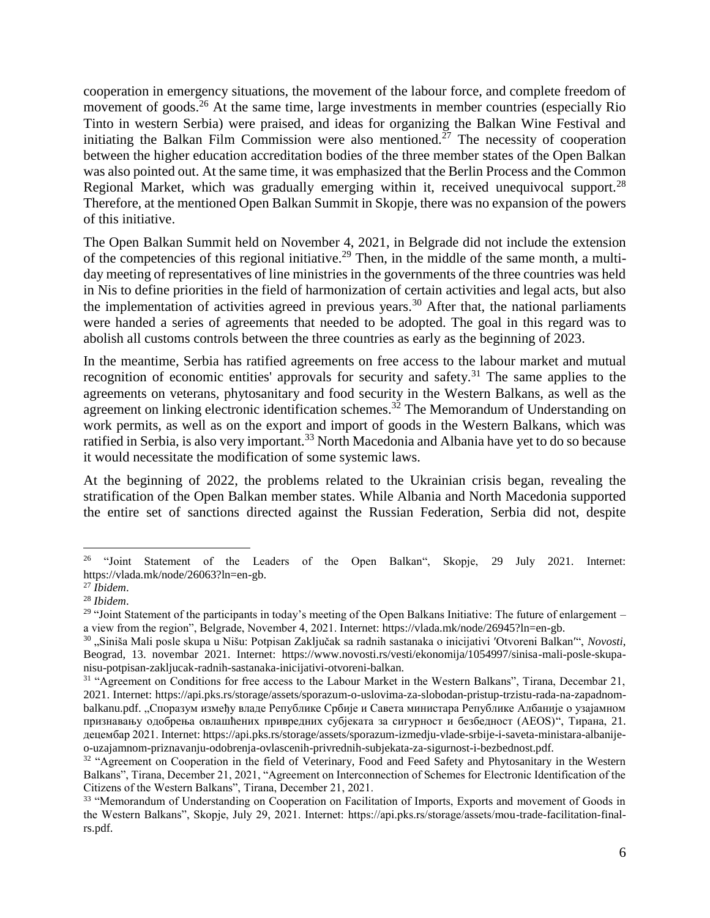cooperation in emergency situations, the movement of the labour force, and complete freedom of movement of goods.[26] At the same time, large investments in member countries (especially Rio Tinto in western Serbia) were praised, and ideas for organizing the Balkan Wine Festival and initiating the Balkan Film Commission were also mentioned.[27] The necessity of cooperation between the higher education accreditation bodies of the three member states of the Open Balkan was also pointed out. At the same time, it was emphasized that the Berlin Process and the Common Regional Market, which was gradually emerging within it, received unequivocal support.[28] Therefore, at the mentioned Open Balkan Summit in Skopje, there was no expansion of the powers of this initiative.

The Open Balkan Summit held on November 4, 2021, in Belgrade did not include the extension of the competencies of this regional initiative.[29] Then, in the middle of the same month, a multi-day meeting of representatives of line ministries in the governments of the three countries was held in Nis to define priorities in the field of harmonization of certain activities and legal acts, but also the implementation of activities agreed in previous years.[30] After that, the national parliaments were handed a series of agreements that needed to be adopted. The goal in this regard was to abolish all customs controls between the three countries as early as the beginning of 2023.

In the meantime, Serbia has ratified agreements on free access to the labour market and mutual recognition of economic entities' approvals for security and safety.[31] The same applies to the agreements on veterans, phytosanitary and food security in the Western Balkans, as well as the agreement on linking electronic identification schemes.[32] The Memorandum of Understanding on work permits, as well as on the export and import of goods in the Western Balkans, which was ratified in Serbia, is also very important.[33] North Macedonia and Albania have yet to do so because it would necessitate the modification of some systemic laws.

At the beginning of 2022, the problems related to the Ukrainian crisis began, revealing the stratification of the Open Balkan member states. While Albania and North Macedonia supported the entire set of sanctions directed against the Russian Federation, Serbia did not, despite

---

[26] "Joint Statement of the Leaders of the Open Balkan", Skopje, 29 July 2021. Internet: https://vlada.mk/node/26063?ln=en-gb.

[27] *Ibidem*.

[28] *Ibidem*.

[29] "Joint Statement of the participants in today's meeting of the Open Balkans Initiative: The future of enlargement – a view from the region", Belgrade, November 4, 2021. Internet: https://vlada.mk/node/26945?ln=en-gb.

[30] „Siniša Mali posle skupa u Nišu: Potpisan Zaključak sa radnih sastanaka o inicijativi ′Otvoreni Balkan′", *Novosti*, Beograd, 13. novembar 2021. Internet: https://www.novosti.rs/vesti/ekonomija/1054997/sinisa-mali-posle-skupa-nisu-potpisan-zakljucak-radnih-sastanaka-inicijativi-otvoreni-balkan.

[31] "Agreement on Conditions for free access to the Labour Market in the Western Balkans", Tirana, Decembar 21, 2021. Internet: https://api.pks.rs/storage/assets/sporazum-o-uslovima-za-slobodan-pristup-trzistu-rada-na-zapadnom-balkanu.pdf. „Споразум између владе Републике Србије и Савета министара Републике Албаније о узајамном признавању одобрења овлашћених привредних субјеката за сигурност и безбедност (AEOS)", Тирана, 21. децембар 2021. Internet: https://api.pks.rs/storage/assets/sporazum-izmedju-vlade-srbije-i-saveta-ministara-albanije-o-uzajamnom-priznavanju-odobrenja-ovlascenih-privrednih-subjekata-za-sigurnost-i-bezbednost.pdf.

[32] "Agreement on Cooperation in the field of Veterinary, Food and Feed Safety and Phytosanitary in the Western Balkans", Tirana, December 21, 2021, "Agreement on Interconnection of Schemes for Electronic Identification of the Citizens of the Western Balkans", Tirana, December 21, 2021.

[33] "Memorandum of Understanding on Cooperation on Facilitation of Imports, Exports and movement of Goods in the Western Balkans", Skopje, July 29, 2021. Internet: https://api.pks.rs/storage/assets/mou-trade-facilitation-final-rs.pdf.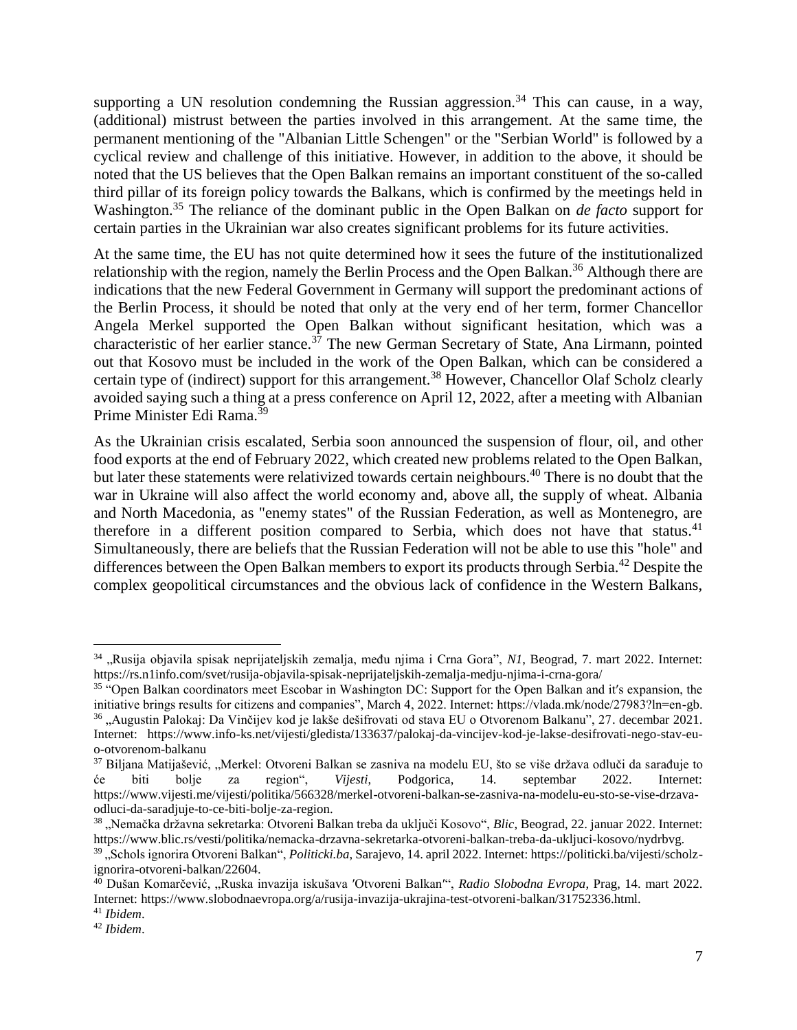supporting a UN resolution condemning the Russian aggression.[34] This can cause, in a way, (additional) mistrust between the parties involved in this arrangement. At the same time, the permanent mentioning of the "Albanian Little Schengen" or the "Serbian World" is followed by a cyclical review and challenge of this initiative. However, in addition to the above, it should be noted that the US believes that the Open Balkan remains an important constituent of the so-called third pillar of its foreign policy towards the Balkans, which is confirmed by the meetings held in Washington.[35] The reliance of the dominant public in the Open Balkan on *de facto* support for certain parties in the Ukrainian war also creates significant problems for its future activities.

At the same time, the EU has not quite determined how it sees the future of the institutionalized relationship with the region, namely the Berlin Process and the Open Balkan.[36] Although there are indications that the new Federal Government in Germany will support the predominant actions of the Berlin Process, it should be noted that only at the very end of her term, former Chancellor Angela Merkel supported the Open Balkan without significant hesitation, which was a characteristic of her earlier stance.[37] The new German Secretary of State, Ana Lirmann, pointed out that Kosovo must be included in the work of the Open Balkan, which can be considered a certain type of (indirect) support for this arrangement.[38] However, Chancellor Olaf Scholz clearly avoided saying such a thing at a press conference on April 12, 2022, after a meeting with Albanian Prime Minister Edi Rama.[39]

As the Ukrainian crisis escalated, Serbia soon announced the suspension of flour, oil, and other food exports at the end of February 2022, which created new problems related to the Open Balkan, but later these statements were relativized towards certain neighbours.[40] There is no doubt that the war in Ukraine will also affect the world economy and, above all, the supply of wheat. Albania and North Macedonia, as "enemy states" of the Russian Federation, as well as Montenegro, are therefore in a different position compared to Serbia, which does not have that status.[41] Simultaneously, there are beliefs that the Russian Federation will not be able to use this "hole" and differences between the Open Balkan members to export its products through Serbia.[42] Despite the complex geopolitical circumstances and the obvious lack of confidence in the Western Balkans,

---

[34] „Rusija objavila spisak neprijateljskih zemalja, među njima i Crna Gora", *N1*, Beograd, 7. mart 2022. Internet: https://rs.n1info.com/svet/rusija-objavila-spisak-neprijateljskih-zemalja-medju-njima-i-crna-gora/

[35] "Open Balkan coordinators meet Escobar in Washington DC: Support for the Open Balkan and it′s expansion, the initiative brings results for citizens and companies", March 4, 2022. Internet: https://vlada.mk/node/27983?ln=en-gb.

[36] „Augustin Palokaj: Da Vinčijev kod je lakše dešifrovati od stava EU o Otvorenom Balkanu", 27. decembar 2021. Internet: https://www.info-ks.net/vijesti/gledista/133637/palokaj-da-vincijev-kod-je-lakse-desifrovati-nego-stav-eu-o-otvorenom-balkanu

[37] Biljana Matijašević, „Merkel: Otvoreni Balkan se zasniva na modelu EU, što se više država odluči da sarađuje to će biti bolje za region", *Vijesti*, Podgorica, 14. septembar 2022. Internet: https://www.vijesti.me/vijesti/politika/566328/merkel-otvoreni-balkan-se-zasniva-na-modelu-eu-sto-se-vise-drzava-odluci-da-saradjuje-to-ce-biti-bolje-za-region.

[38] „Nemačka državna sekretarka: Otvoreni Balkan treba da uključi Kosovo", *Blic*, Beograd, 22. januar 2022. Internet: https://www.blic.rs/vesti/politika/nemacka-drzavna-sekretarka-otvoreni-balkan-treba-da-ukljuci-kosovo/nydrbvg.

[39] „Schols ignorira Otvoreni Balkan", *Politicki.ba*, Sarajevo, 14. april 2022. Internet: https://politicki.ba/vijesti/scholz-ignorira-otvoreni-balkan/22604.

[40] Dušan Komarčević, „Ruska invazija iskušava ′Otvoreni Balkan′", *Radio Slobodna Evropa*, Prag, 14. mart 2022. Internet: https://www.slobodnaevropa.org/a/rusija-invazija-ukrajina-test-otvoreni-balkan/31752336.html.

[41] *Ibidem*.

[42] *Ibidem*.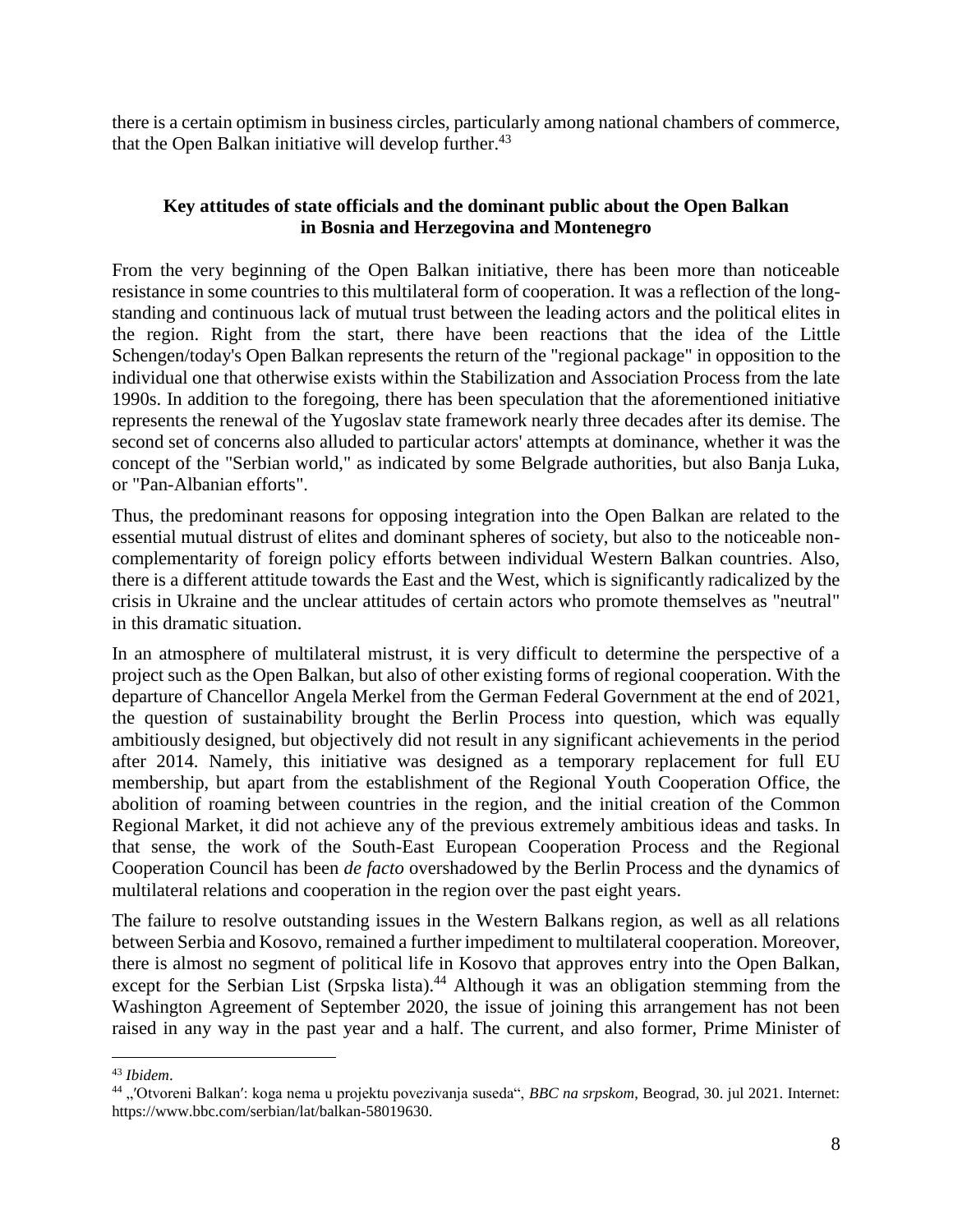there is a certain optimism in business circles, particularly among national chambers of commerce, that the Open Balkan initiative will develop further.[43]

**Key attitudes of state officials and the dominant public about the Open Balkan in Bosnia and Herzegovina and Montenegro**

From the very beginning of the Open Balkan initiative, there has been more than noticeable resistance in some countries to this multilateral form of cooperation. It was a reflection of the long-standing and continuous lack of mutual trust between the leading actors and the political elites in the region. Right from the start, there have been reactions that the idea of the Little Schengen/today's Open Balkan represents the return of the "regional package" in opposition to the individual one that otherwise exists within the Stabilization and Association Process from the late 1990s. In addition to the foregoing, there has been speculation that the aforementioned initiative represents the renewal of the Yugoslav state framework nearly three decades after its demise. The second set of concerns also alluded to particular actors' attempts at dominance, whether it was the concept of the "Serbian world," as indicated by some Belgrade authorities, but also Banja Luka, or "Pan-Albanian efforts".

Thus, the predominant reasons for opposing integration into the Open Balkan are related to the essential mutual distrust of elites and dominant spheres of society, but also to the noticeable non-complementarity of foreign policy efforts between individual Western Balkan countries. Also, there is a different attitude towards the East and the West, which is significantly radicalized by the crisis in Ukraine and the unclear attitudes of certain actors who promote themselves as "neutral" in this dramatic situation.

In an atmosphere of multilateral mistrust, it is very difficult to determine the perspective of a project such as the Open Balkan, but also of other existing forms of regional cooperation. With the departure of Chancellor Angela Merkel from the German Federal Government at the end of 2021, the question of sustainability brought the Berlin Process into question, which was equally ambitiously designed, but objectively did not result in any significant achievements in the period after 2014. Namely, this initiative was designed as a temporary replacement for full EU membership, but apart from the establishment of the Regional Youth Cooperation Office, the abolition of roaming between countries in the region, and the initial creation of the Common Regional Market, it did not achieve any of the previous extremely ambitious ideas and tasks. In that sense, the work of the South-East European Cooperation Process and the Regional Cooperation Council has been *de facto* overshadowed by the Berlin Process and the dynamics of multilateral relations and cooperation in the region over the past eight years.

The failure to resolve outstanding issues in the Western Balkans region, as well as all relations between Serbia and Kosovo, remained a further impediment to multilateral cooperation. Moreover, there is almost no segment of political life in Kosovo that approves entry into the Open Balkan, except for the Serbian List (Srpska lista).[44] Although it was an obligation stemming from the Washington Agreement of September 2020, the issue of joining this arrangement has not been raised in any way in the past year and a half. The current, and also former, Prime Minister of

---

[43] *Ibidem*.

[44] „′Otvoreni Balkan′: koga nema u projektu povezivanja suseda", *BBC na srpskom*, Beograd, 30. jul 2021. Internet: https://www.bbc.com/serbian/lat/balkan-58019630.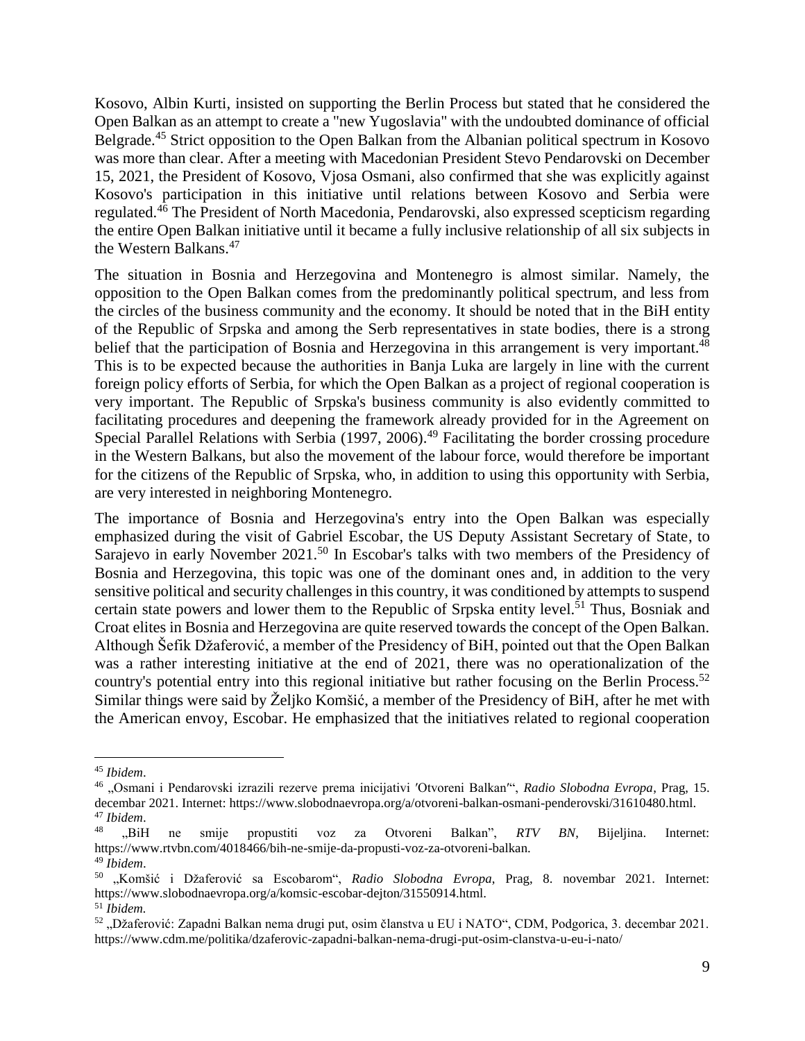Kosovo, Albin Kurti, insisted on supporting the Berlin Process but stated that he considered the Open Balkan as an attempt to create a "new Yugoslavia" with the undoubted dominance of official Belgrade.[45] Strict opposition to the Open Balkan from the Albanian political spectrum in Kosovo was more than clear. After a meeting with Macedonian President Stevo Pendarovski on December 15, 2021, the President of Kosovo, Vjosa Osmani, also confirmed that she was explicitly against Kosovo's participation in this initiative until relations between Kosovo and Serbia were regulated.[46] The President of North Macedonia, Pendarovski, also expressed scepticism regarding the entire Open Balkan initiative until it became a fully inclusive relationship of all six subjects in the Western Balkans.[47]

The situation in Bosnia and Herzegovina and Montenegro is almost similar. Namely, the opposition to the Open Balkan comes from the predominantly political spectrum, and less from the circles of the business community and the economy. It should be noted that in the BiH entity of the Republic of Srpska and among the Serb representatives in state bodies, there is a strong belief that the participation of Bosnia and Herzegovina in this arrangement is very important.[48] This is to be expected because the authorities in Banja Luka are largely in line with the current foreign policy efforts of Serbia, for which the Open Balkan as a project of regional cooperation is very important. The Republic of Srpska's business community is also evidently committed to facilitating procedures and deepening the framework already provided for in the Agreement on Special Parallel Relations with Serbia (1997, 2006).[49] Facilitating the border crossing procedure in the Western Balkans, but also the movement of the labour force, would therefore be important for the citizens of the Republic of Srpska, who, in addition to using this opportunity with Serbia, are very interested in neighboring Montenegro.

The importance of Bosnia and Herzegovina's entry into the Open Balkan was especially emphasized during the visit of Gabriel Escobar, the US Deputy Assistant Secretary of State, to Sarajevo in early November 2021.[50] In Escobar's talks with two members of the Presidency of Bosnia and Herzegovina, this topic was one of the dominant ones and, in addition to the very sensitive political and security challenges in this country, it was conditioned by attempts to suspend certain state powers and lower them to the Republic of Srpska entity level.[51] Thus, Bosniak and Croat elites in Bosnia and Herzegovina are quite reserved towards the concept of the Open Balkan. Although Šefik Džaferović, a member of the Presidency of BiH, pointed out that the Open Balkan was a rather interesting initiative at the end of 2021, there was no operationalization of the country's potential entry into this regional initiative but rather focusing on the Berlin Process.[52] Similar things were said by Željko Komšić, a member of the Presidency of BiH, after he met with the American envoy, Escobar. He emphasized that the initiatives related to regional cooperation

---

[45] *Ibidem*.

[46] „Osmani i Pendarovski izrazili rezerve prema inicijativi 'Otvoreni Balkan'", *Radio Slobodna Evropa*, Prag, 15. decembar 2021. Internet: https://www.slobodnaevropa.org/a/otvoreni-balkan-osmani-penderovski/31610480.html.

[47] *Ibidem*.

[48] „BiH ne smije propustiti voz za Otvoreni Balkan", *RTV BN*, Bijeljina. Internet: https://www.rtvbn.com/4018466/bih-ne-smije-da-propusti-voz-za-otvoreni-balkan.

[49] *Ibidem*.

[50] „Komšić i Džaferović sa Escobarom", *Radio Slobodna Evropa*, Prag, 8. novembar 2021. Internet: https://www.slobodnaevropa.org/a/komsic-escobar-dejton/31550914.html.

[51] *Ibidem.*

[52] „Džaferović: Zapadni Balkan nema drugi put, osim članstva u EU i NATO", CDM, Podgorica, 3. decembar 2021. https://www.cdm.me/politika/dzaferovic-zapadni-balkan-nema-drugi-put-osim-clanstva-u-eu-i-nato/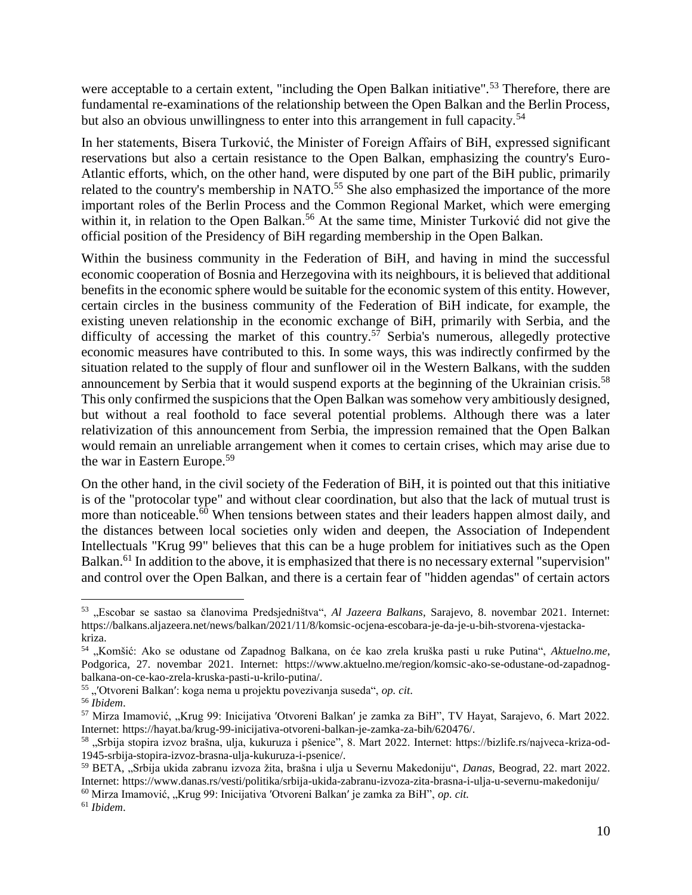were acceptable to a certain extent, "including the Open Balkan initiative".[53] Therefore, there are fundamental re-examinations of the relationship between the Open Balkan and the Berlin Process, but also an obvious unwillingness to enter into this arrangement in full capacity.[54]

In her statements, Bisera Turković, the Minister of Foreign Affairs of BiH, expressed significant reservations but also a certain resistance to the Open Balkan, emphasizing the country's Euro-Atlantic efforts, which, on the other hand, were disputed by one part of the BiH public, primarily related to the country's membership in NATO.[55] She also emphasized the importance of the more important roles of the Berlin Process and the Common Regional Market, which were emerging within it, in relation to the Open Balkan.[56] At the same time, Minister Turković did not give the official position of the Presidency of BiH regarding membership in the Open Balkan.

Within the business community in the Federation of BiH, and having in mind the successful economic cooperation of Bosnia and Herzegovina with its neighbours, it is believed that additional benefits in the economic sphere would be suitable for the economic system of this entity. However, certain circles in the business community of the Federation of BiH indicate, for example, the existing uneven relationship in the economic exchange of BiH, primarily with Serbia, and the difficulty of accessing the market of this country.[57] Serbia's numerous, allegedly protective economic measures have contributed to this. In some ways, this was indirectly confirmed by the situation related to the supply of flour and sunflower oil in the Western Balkans, with the sudden announcement by Serbia that it would suspend exports at the beginning of the Ukrainian crisis.[58] This only confirmed the suspicions that the Open Balkan was somehow very ambitiously designed, but without a real foothold to face several potential problems. Although there was a later relativization of this announcement from Serbia, the impression remained that the Open Balkan would remain an unreliable arrangement when it comes to certain crises, which may arise due to the war in Eastern Europe.[59]

On the other hand, in the civil society of the Federation of BiH, it is pointed out that this initiative is of the "protocolar type" and without clear coordination, but also that the lack of mutual trust is more than noticeable.[60] When tensions between states and their leaders happen almost daily, and the distances between local societies only widen and deepen, the Association of Independent Intellectuals "Krug 99" believes that this can be a huge problem for initiatives such as the Open Balkan.[61] In addition to the above, it is emphasized that there is no necessary external "supervision" and control over the Open Balkan, and there is a certain fear of "hidden agendas" of certain actors

---

[53] „Escobar se sastao sa članovima Predsjedništva", *Al Jazeera Balkans*, Sarajevo, 8. novembar 2021. Internet: https://balkans.aljazeera.net/news/balkan/2021/11/8/komsic-ocjena-escobara-je-da-je-u-bih-stvorena-vjestacka-kriza.

[54] „Komšić: Ako se odustane od Zapadnog Balkana, on će kao zrela kruška pasti u ruke Putina", *Aktuelno.me*, Podgorica, 27. novembar 2021. Internet: https://www.aktuelno.me/region/komsic-ako-se-odustane-od-zapadnog-balkana-on-ce-kao-zrela-kruska-pasti-u-krilo-putina/.

[55] „′Otvoreni Balkan′: koga nema u projektu povezivanja suseda", *op. cit*.

[56] *Ibidem*.

[57] Mirza Imamović, „Krug 99: Inicijativa ′Otvoreni Balkan′ je zamka za BiH", TV Hayat, Sarajevo, 6. Mart 2022. Internet: https://hayat.ba/krug-99-inicijativa-otvoreni-balkan-je-zamka-za-bih/620476/.

[58] „Srbija stopira izvoz brašna, ulja, kukuruza i pšenice", 8. Mart 2022. Internet: https://bizlife.rs/najveca-kriza-od-1945-srbija-stopira-izvoz-brasna-ulja-kukuruza-i-psenice/.

[59] BETA, „Srbija ukida zabranu izvoza žita, brašna i ulja u Severnu Makedoniju", *Danas*, Beograd, 22. mart 2022. Internet: https://www.danas.rs/vesti/politika/srbija-ukida-zabranu-izvoza-zita-brasna-i-ulja-u-severnu-makedoniju/

[60] Mirza Imamović, „Krug 99: Inicijativa ′Otvoreni Balkan′ je zamka za BiH", *op. cit.*

[61] *Ibidem*.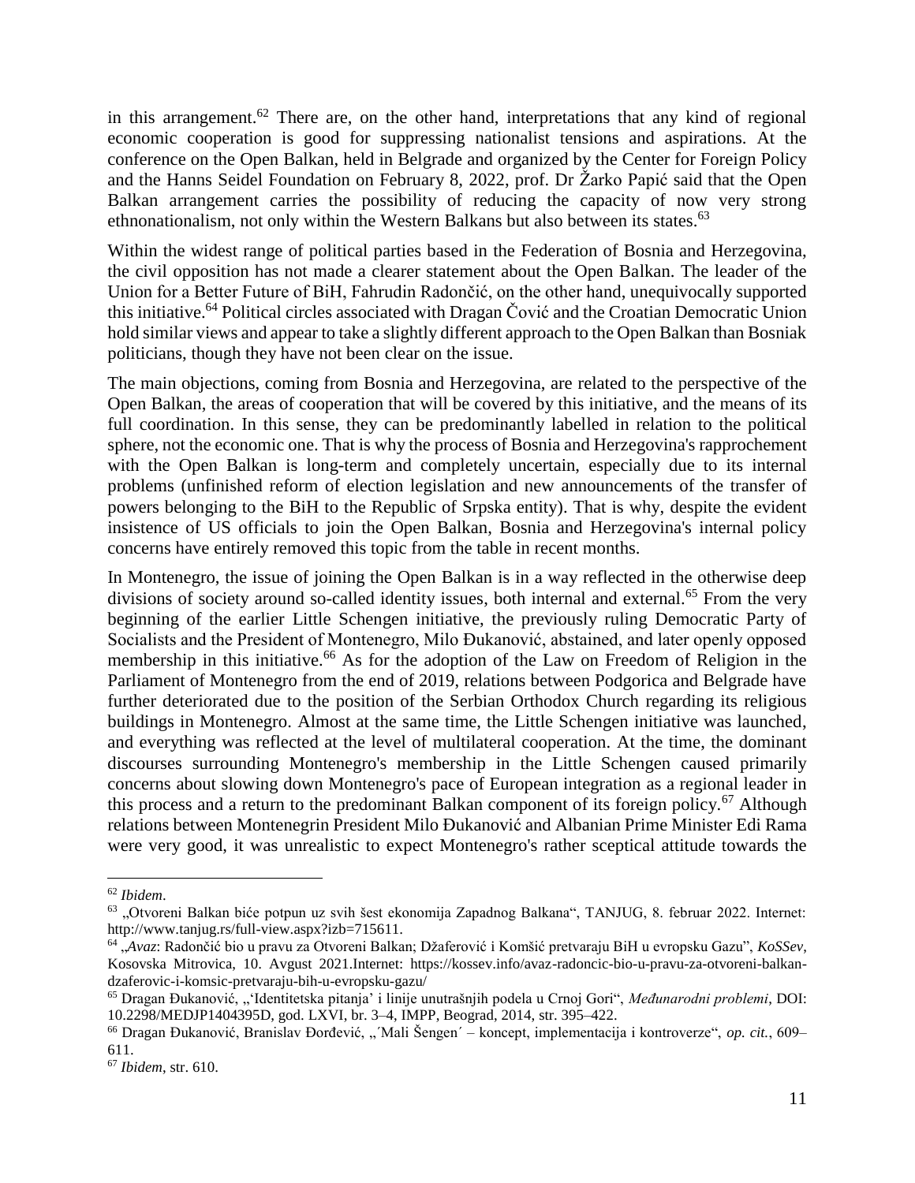in this arrangement.[62] There are, on the other hand, interpretations that any kind of regional economic cooperation is good for suppressing nationalist tensions and aspirations. At the conference on the Open Balkan, held in Belgrade and organized by the Center for Foreign Policy and the Hanns Seidel Foundation on February 8, 2022, prof. Dr Žarko Papić said that the Open Balkan arrangement carries the possibility of reducing the capacity of now very strong ethnonationalism, not only within the Western Balkans but also between its states.[63]

Within the widest range of political parties based in the Federation of Bosnia and Herzegovina, the civil opposition has not made a clearer statement about the Open Balkan. The leader of the Union for a Better Future of BiH, Fahrudin Radončić, on the other hand, unequivocally supported this initiative.[64] Political circles associated with Dragan Čović and the Croatian Democratic Union hold similar views and appear to take a slightly different approach to the Open Balkan than Bosniak politicians, though they have not been clear on the issue.

The main objections, coming from Bosnia and Herzegovina, are related to the perspective of the Open Balkan, the areas of cooperation that will be covered by this initiative, and the means of its full coordination. In this sense, they can be predominantly labelled in relation to the political sphere, not the economic one. That is why the process of Bosnia and Herzegovina's rapprochement with the Open Balkan is long-term and completely uncertain, especially due to its internal problems (unfinished reform of election legislation and new announcements of the transfer of powers belonging to the BiH to the Republic of Srpska entity). That is why, despite the evident insistence of US officials to join the Open Balkan, Bosnia and Herzegovina's internal policy concerns have entirely removed this topic from the table in recent months.

In Montenegro, the issue of joining the Open Balkan is in a way reflected in the otherwise deep divisions of society around so-called identity issues, both internal and external.[65] From the very beginning of the earlier Little Schengen initiative, the previously ruling Democratic Party of Socialists and the President of Montenegro, Milo Đukanović, abstained, and later openly opposed membership in this initiative.[66] As for the adoption of the Law on Freedom of Religion in the Parliament of Montenegro from the end of 2019, relations between Podgorica and Belgrade have further deteriorated due to the position of the Serbian Orthodox Church regarding its religious buildings in Montenegro. Almost at the same time, the Little Schengen initiative was launched, and everything was reflected at the level of multilateral cooperation. At the time, the dominant discourses surrounding Montenegro's membership in the Little Schengen caused primarily concerns about slowing down Montenegro's pace of European integration as a regional leader in this process and a return to the predominant Balkan component of its foreign policy.[67] Although relations between Montenegrin President Milo Đukanović and Albanian Prime Minister Edi Rama were very good, it was unrealistic to expect Montenegro's rather sceptical attitude towards the

---

[62] *Ibidem*.

[63] „Otvoreni Balkan biće potpun uz svih šest ekonomija Zapadnog Balkana", TANJUG, 8. februar 2022. Internet: http://www.tanjug.rs/full-view.aspx?izb=715611.

[64] „*Avaz*: Radončić bio u pravu za Otvoreni Balkan; Džaferović i Komšić pretvaraju BiH u evropsku Gazu", *KoSSev*, Kosovska Mitrovica, 10. Avgust 2021.Internet: https://kossev.info/avaz-radoncic-bio-u-pravu-za-otvoreni-balkan-dzaferovic-i-komsic-pretvaraju-bih-u-evropsku-gazu/

[65] Dragan Đukanović, „'Identitetska pitanja' i linije unutrašnjih podela u Crnoj Gori", *Međunarodni problemi*, DOI: 10.2298/MEDJP1404395D, god. LXVI, br. 3–4, IMPP, Beograd, 2014, str. 395–422.

[66] Dragan Đukanović, Branislav Đorđević, „´Mali Šengen´ – koncept, implementacija i kontroverze", *op. cit.*, 609–611.

[67] *Ibidem*, str. 610.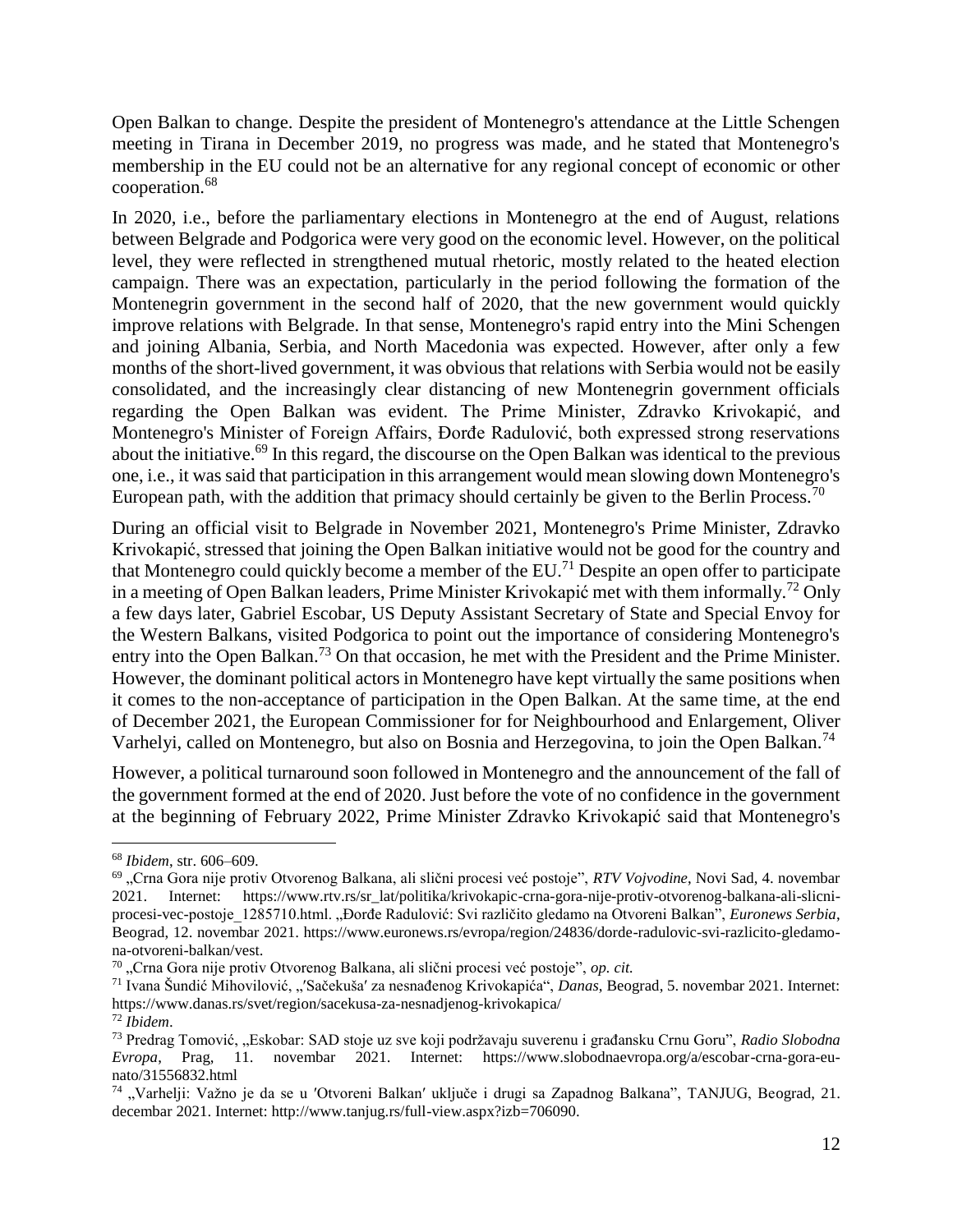Open Balkan to change. Despite the president of Montenegro's attendance at the Little Schengen meeting in Tirana in December 2019, no progress was made, and he stated that Montenegro's membership in the EU could not be an alternative for any regional concept of economic or other cooperation.[68]

In 2020, i.e., before the parliamentary elections in Montenegro at the end of August, relations between Belgrade and Podgorica were very good on the economic level. However, on the political level, they were reflected in strengthened mutual rhetoric, mostly related to the heated election campaign. There was an expectation, particularly in the period following the formation of the Montenegrin government in the second half of 2020, that the new government would quickly improve relations with Belgrade. In that sense, Montenegro's rapid entry into the Mini Schengen and joining Albania, Serbia, and North Macedonia was expected. However, after only a few months of the short-lived government, it was obvious that relations with Serbia would not be easily consolidated, and the increasingly clear distancing of new Montenegrin government officials regarding the Open Balkan was evident. The Prime Minister, Zdravko Krivokapić, and Montenegro's Minister of Foreign Affairs, Đorđe Radulović, both expressed strong reservations about the initiative.[69] In this regard, the discourse on the Open Balkan was identical to the previous one, i.e., it was said that participation in this arrangement would mean slowing down Montenegro's European path, with the addition that primacy should certainly be given to the Berlin Process.[70]

During an official visit to Belgrade in November 2021, Montenegro's Prime Minister, Zdravko Krivokapić, stressed that joining the Open Balkan initiative would not be good for the country and that Montenegro could quickly become a member of the EU.[71] Despite an open offer to participate in a meeting of Open Balkan leaders, Prime Minister Krivokapić met with them informally.[72] Only a few days later, Gabriel Escobar, US Deputy Assistant Secretary of State and Special Envoy for the Western Balkans, visited Podgorica to point out the importance of considering Montenegro's entry into the Open Balkan.[73] On that occasion, he met with the President and the Prime Minister. However, the dominant political actors in Montenegro have kept virtually the same positions when it comes to the non-acceptance of participation in the Open Balkan. At the same time, at the end of December 2021, the European Commissioner for for Neighbourhood and Enlargement, Oliver Varhelyi, called on Montenegro, but also on Bosnia and Herzegovina, to join the Open Balkan.[74]

However, a political turnaround soon followed in Montenegro and the announcement of the fall of the government formed at the end of 2020. Just before the vote of no confidence in the government at the beginning of February 2022, Prime Minister Zdravko Krivokapić said that Montenegro's

---

[68] *Ibidem*, str. 606–609.

[69] „Crna Gora nije protiv Otvorenog Balkana, ali slični procesi već postoje", *RTV Vojvodine*, Novi Sad, 4. novembar 2021. Internet: https://www.rtv.rs/sr_lat/politika/krivokapic-crna-gora-nije-protiv-otvorenog-balkana-ali-slicni-procesi-vec-postoje_1285710.html. „Đorđe Radulović: Svi različito gledamo na Otvoreni Balkan", *Euronews Serbia*, Beograd, 12. novembar 2021. https://www.euronews.rs/evropa/region/24836/dorde-radulovic-svi-razlicito-gledamo-na-otvoreni-balkan/vest.

[70] „Crna Gora nije protiv Otvorenog Balkana, ali slični procesi već postoje", *op. cit.*

[71] Ivana Šundić Mihovilović, „′Sačekuša′ za nesnađenog Krivokapića", *Danas,* Beograd, 5. novembar 2021. Internet: https://www.danas.rs/svet/region/sacekusa-za-nesnadjenog-krivokapica/

[72] *Ibidem*.

[73] Predrag Tomović, „Eskobar: SAD stoje uz sve koji podržavaju suverenu i građansku Crnu Goru", *Radio Slobodna Evropa*, Prag, 11. novembar 2021. Internet: https://www.slobodnaevropa.org/a/escobar-crna-gora-eu-nato/31556832.html

[74] „Varhelji: Važno je da se u ′Otvoreni Balkan′ uključe i drugi sa Zapadnog Balkana", TANJUG, Beograd, 21. decembar 2021. Internet: http://www.tanjug.rs/full-view.aspx?izb=706090.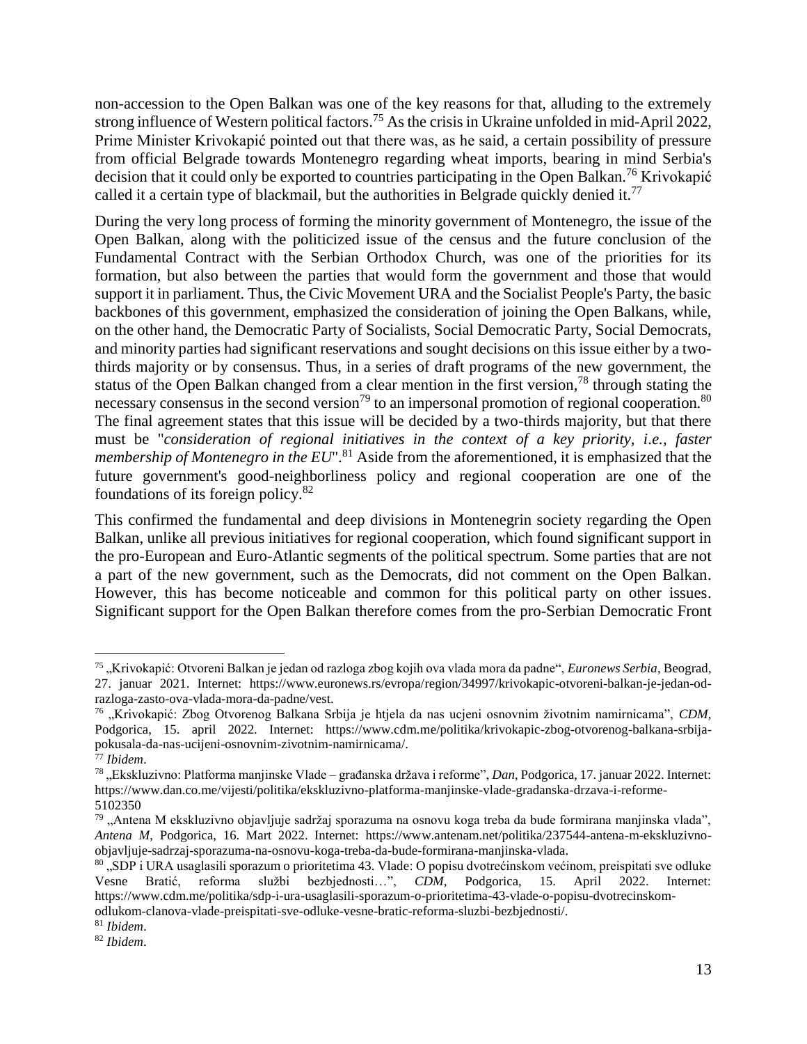non-accession to the Open Balkan was one of the key reasons for that, alluding to the extremely strong influence of Western political factors.[75] As the crisis in Ukraine unfolded in mid-April 2022, Prime Minister Krivokapić pointed out that there was, as he said, a certain possibility of pressure from official Belgrade towards Montenegro regarding wheat imports, bearing in mind Serbia's decision that it could only be exported to countries participating in the Open Balkan.[76] Krivokapić called it a certain type of blackmail, but the authorities in Belgrade quickly denied it.[77]

During the very long process of forming the minority government of Montenegro, the issue of the Open Balkan, along with the politicized issue of the census and the future conclusion of the Fundamental Contract with the Serbian Orthodox Church, was one of the priorities for its formation, but also between the parties that would form the government and those that would support it in parliament. Thus, the Civic Movement URA and the Socialist People's Party, the basic backbones of this government, emphasized the consideration of joining the Open Balkans, while, on the other hand, the Democratic Party of Socialists, Social Democratic Party, Social Democrats, and minority parties had significant reservations and sought decisions on this issue either by a two-thirds majority or by consensus. Thus, in a series of draft programs of the new government, the status of the Open Balkan changed from a clear mention in the first version,[78] through stating the necessary consensus in the second version[79] to an impersonal promotion of regional cooperation.[80] The final agreement states that this issue will be decided by a two-thirds majority, but that there must be "*consideration of regional initiatives in the context of a key priority, i.e., faster membership of Montenegro in the EU*".[81] Aside from the aforementioned, it is emphasized that the future government's good-neighborliness policy and regional cooperation are one of the foundations of its foreign policy.[82]

This confirmed the fundamental and deep divisions in Montenegrin society regarding the Open Balkan, unlike all previous initiatives for regional cooperation, which found significant support in the pro-European and Euro-Atlantic segments of the political spectrum. Some parties that are not a part of the new government, such as the Democrats, did not comment on the Open Balkan. However, this has become noticeable and common for this political party on other issues. Significant support for the Open Balkan therefore comes from the pro-Serbian Democratic Front

---

[75] „Krivokapić: Otvoreni Balkan je jedan od razloga zbog kojih ova vlada mora da padne", *Euronews Serbia*, Beograd, 27. januar 2021. Internet: https://www.euronews.rs/evropa/region/34997/krivokapic-otvoreni-balkan-je-jedan-od-razloga-zasto-ova-vlada-mora-da-padne/vest.

[76] „Krivokapić: Zbog Otvorenog Balkana Srbija je htjela da nas ucjeni osnovnim životnim namirnicama", *CDM*, Podgorica, 15. april 2022. Internet: https://www.cdm.me/politika/krivokapic-zbog-otvorenog-balkana-srbija-pokusala-da-nas-ucijeni-osnovnim-zivotnim-namirnicama/.

[77] *Ibidem*.

[78] „Ekskluzivno: Platforma manjinske Vlade – građanska država i reforme", *Dan*, Podgorica, 17. januar 2022. Internet: https://www.dan.co.me/vijesti/politika/ekskluzivno-platforma-manjinske-vlade-gradanska-drzava-i-reforme-5102350

[79] „Antena M ekskluzivno objavljuje sadržaj sporazuma na osnovu koga treba da bude formirana manjinska vlada", *Antena M*, Podgorica, 16. Mart 2022. Internet: https://www.antenam.net/politika/237544-antena-m-ekskluzivno-objavljuje-sadrzaj-sporazuma-na-osnovu-koga-treba-da-bude-formirana-manjinska-vlada.

[80] „SDP i URA usaglasili sporazum o prioritetima 43. Vlade: O popisu dvotrećinskom većinom, preispitati sve odluke Vesne Bratić, reforma službi bezbjednosti…", *CDM*, Podgorica, 15. April 2022. Internet: https://www.cdm.me/politika/sdp-i-ura-usaglasili-sporazum-o-prioritetima-43-vlade-o-popisu-dvotrecinskom-odlukom-clanova-vlade-preispitati-sve-odluke-vesne-bratic-reforma-sluzbi-bezbjednosti/.

[81] *Ibidem*.

[82] *Ibidem*.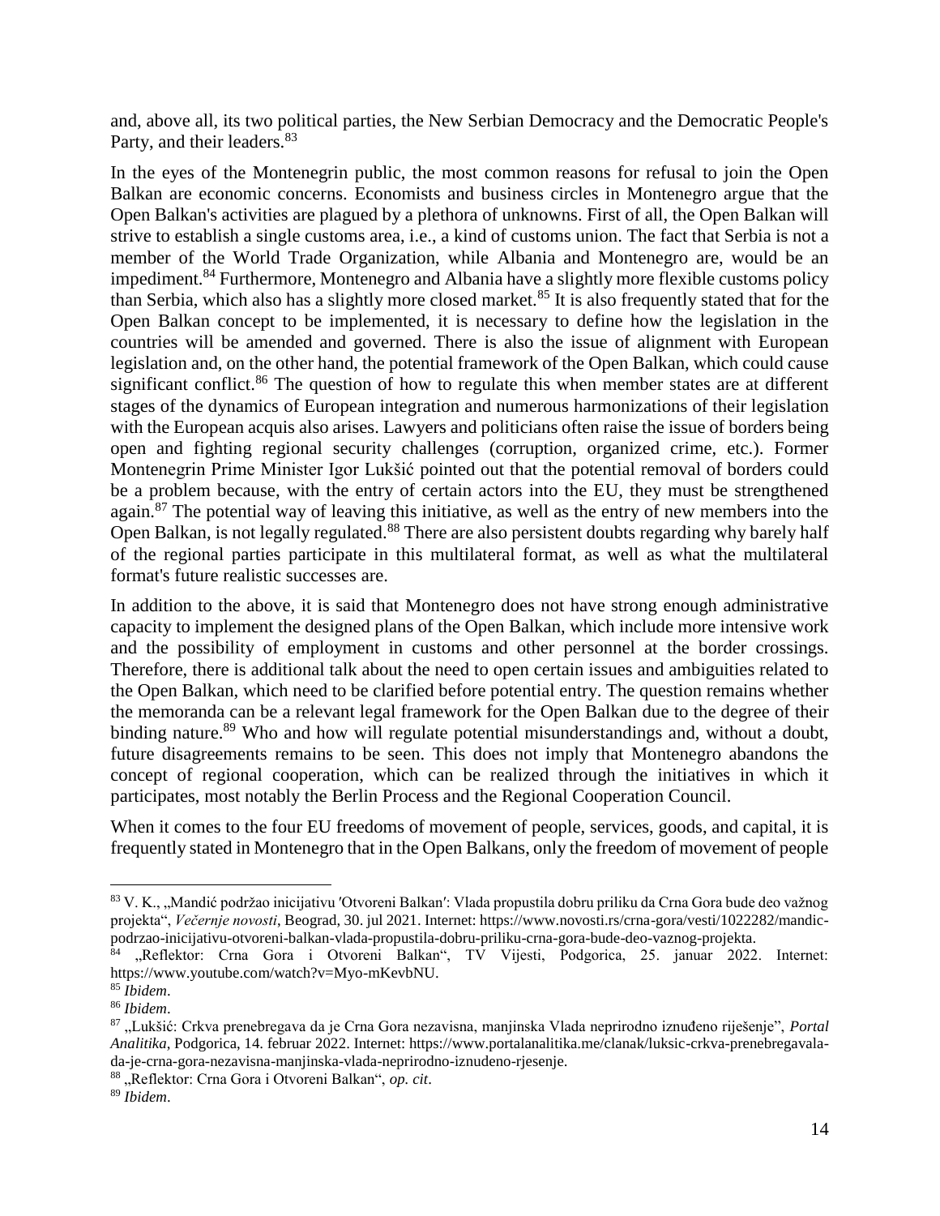and, above all, its two political parties, the New Serbian Democracy and the Democratic People's Party, and their leaders.[83]

In the eyes of the Montenegrin public, the most common reasons for refusal to join the Open Balkan are economic concerns. Economists and business circles in Montenegro argue that the Open Balkan's activities are plagued by a plethora of unknowns. First of all, the Open Balkan will strive to establish a single customs area, i.e., a kind of customs union. The fact that Serbia is not a member of the World Trade Organization, while Albania and Montenegro are, would be an impediment.[84] Furthermore, Montenegro and Albania have a slightly more flexible customs policy than Serbia, which also has a slightly more closed market.[85] It is also frequently stated that for the Open Balkan concept to be implemented, it is necessary to define how the legislation in the countries will be amended and governed. There is also the issue of alignment with European legislation and, on the other hand, the potential framework of the Open Balkan, which could cause significant conflict.[86] The question of how to regulate this when member states are at different stages of the dynamics of European integration and numerous harmonizations of their legislation with the European acquis also arises. Lawyers and politicians often raise the issue of borders being open and fighting regional security challenges (corruption, organized crime, etc.). Former Montenegrin Prime Minister Igor Lukšić pointed out that the potential removal of borders could be a problem because, with the entry of certain actors into the EU, they must be strengthened again.[87] The potential way of leaving this initiative, as well as the entry of new members into the Open Balkan, is not legally regulated.[88] There are also persistent doubts regarding why barely half of the regional parties participate in this multilateral format, as well as what the multilateral format's future realistic successes are.

In addition to the above, it is said that Montenegro does not have strong enough administrative capacity to implement the designed plans of the Open Balkan, which include more intensive work and the possibility of employment in customs and other personnel at the border crossings. Therefore, there is additional talk about the need to open certain issues and ambiguities related to the Open Balkan, which need to be clarified before potential entry. The question remains whether the memoranda can be a relevant legal framework for the Open Balkan due to the degree of their binding nature.[89] Who and how will regulate potential misunderstandings and, without a doubt, future disagreements remains to be seen. This does not imply that Montenegro abandons the concept of regional cooperation, which can be realized through the initiatives in which it participates, most notably the Berlin Process and the Regional Cooperation Council.

When it comes to the four EU freedoms of movement of people, services, goods, and capital, it is frequently stated in Montenegro that in the Open Balkans, only the freedom of movement of people

---

[83] V. K., „Mandić podržao inicijativu 'Otvoreni Balkan': Vlada propustila dobru priliku da Crna Gora bude deo važnog projekta", *Večernje novosti*, Beograd, 30. jul 2021. Internet: https://www.novosti.rs/crna-gora/vesti/1022282/mandic-podrzao-inicijativu-otvoreni-balkan-vlada-propustila-dobru-priliku-crna-gora-bude-deo-vaznog-projekta.

[84] „Reflektor: Crna Gora i Otvoreni Balkan", TV Vijesti, Podgorica, 25. januar 2022. Internet: https://www.youtube.com/watch?v=Myo-mKevbNU.

[85] *Ibidem*.

[86] *Ibidem*.

[87] „Lukšić: Crkva prenebregava da je Crna Gora nezavisna, manjinska Vlada neprirodno iznuđeno riješenje", *Portal Analitika*, Podgorica, 14. februar 2022. Internet: https://www.portalanalitika.me/clanak/luksic-crkva-prenebregavala-da-je-crna-gora-nezavisna-manjinska-vlada-neprirodno-iznudeno-rjesenje.

[88] „Reflektor: Crna Gora i Otvoreni Balkan", *op. cit*.

[89] *Ibidem*.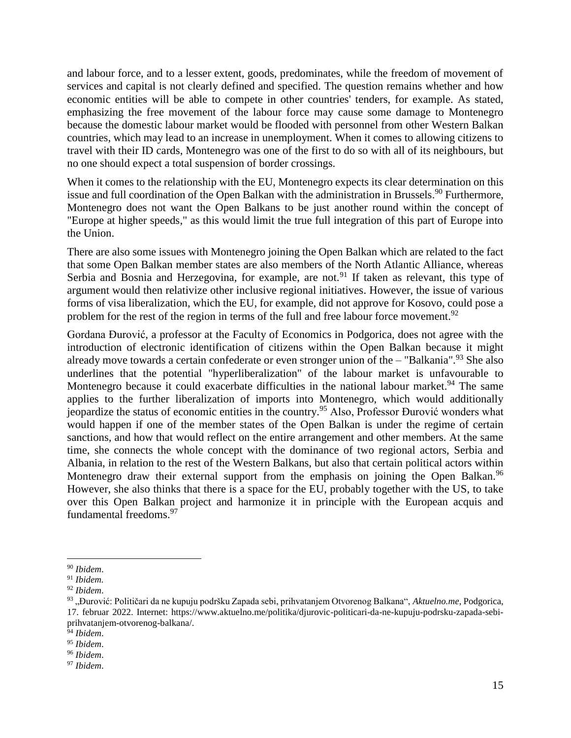and labour force, and to a lesser extent, goods, predominates, while the freedom of movement of services and capital is not clearly defined and specified. The question remains whether and how economic entities will be able to compete in other countries' tenders, for example. As stated, emphasizing the free movement of the labour force may cause some damage to Montenegro because the domestic labour market would be flooded with personnel from other Western Balkan countries, which may lead to an increase in unemployment. When it comes to allowing citizens to travel with their ID cards, Montenegro was one of the first to do so with all of its neighbours, but no one should expect a total suspension of border crossings.

When it comes to the relationship with the EU, Montenegro expects its clear determination on this issue and full coordination of the Open Balkan with the administration in Brussels.[90] Furthermore, Montenegro does not want the Open Balkans to be just another round within the concept of "Europe at higher speeds," as this would limit the true full integration of this part of Europe into the Union.

There are also some issues with Montenegro joining the Open Balkan which are related to the fact that some Open Balkan member states are also members of the North Atlantic Alliance, whereas Serbia and Bosnia and Herzegovina, for example, are not.[91] If taken as relevant, this type of argument would then relativize other inclusive regional initiatives. However, the issue of various forms of visa liberalization, which the EU, for example, did not approve for Kosovo, could pose a problem for the rest of the region in terms of the full and free labour force movement.[92]

Gordana Đurović, a professor at the Faculty of Economics in Podgorica, does not agree with the introduction of electronic identification of citizens within the Open Balkan because it might already move towards a certain confederate or even stronger union of the – "Balkania".[93] She also underlines that the potential "hyperliberalization" of the labour market is unfavourable to Montenegro because it could exacerbate difficulties in the national labour market.[94] The same applies to the further liberalization of imports into Montenegro, which would additionally jeopardize the status of economic entities in the country.[95] Also, Professor Đurović wonders what would happen if one of the member states of the Open Balkan is under the regime of certain sanctions, and how that would reflect on the entire arrangement and other members. At the same time, she connects the whole concept with the dominance of two regional actors, Serbia and Albania, in relation to the rest of the Western Balkans, but also that certain political actors within Montenegro draw their external support from the emphasis on joining the Open Balkan.[96] However, she also thinks that there is a space for the EU, probably together with the US, to take over this Open Balkan project and harmonize it in principle with the European acquis and fundamental freedoms.[97]

---

[90] *Ibidem*.
[91] *Ibidem.*
[92] *Ibidem*.
[93] „Đurović: Političari da ne kupuju podršku Zapada sebi, prihvatanjem Otvorenog Balkana", *Aktuelno.me*, Podgorica, 17. februar 2022. Internet: https://www.aktuelno.me/politika/djurovic-politicari-da-ne-kupuju-podrsku-zapada-sebi-prihvatanjem-otvorenog-balkana/.
[94] *Ibidem*.
[95] *Ibidem*.
[96] *Ibidem*.
[97] *Ibidem*.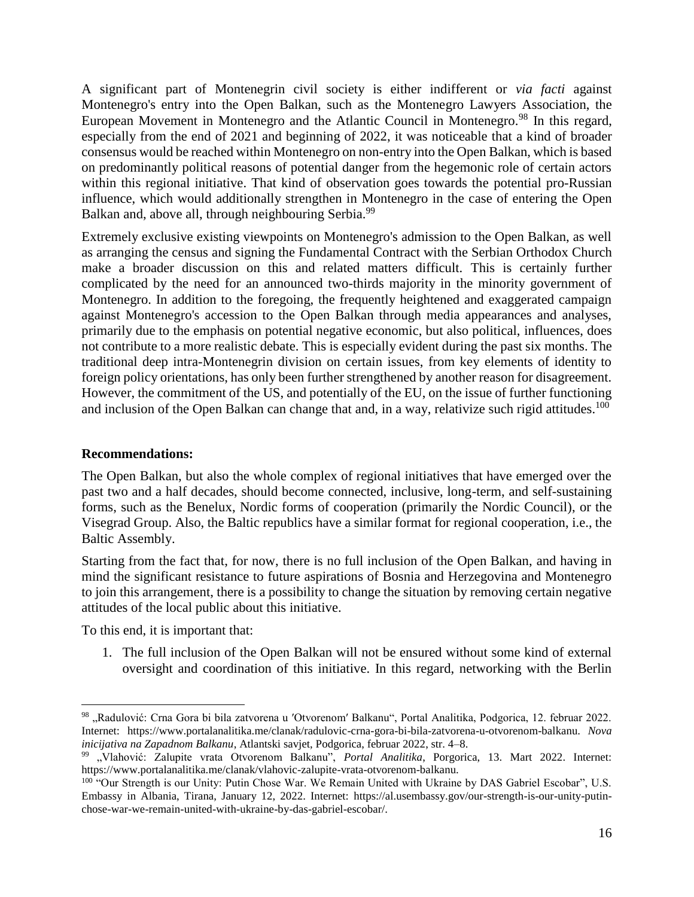A significant part of Montenegrin civil society is either indifferent or *via facti* against Montenegro's entry into the Open Balkan, such as the Montenegro Lawyers Association, the European Movement in Montenegro and the Atlantic Council in Montenegro.[98] In this regard, especially from the end of 2021 and beginning of 2022, it was noticeable that a kind of broader consensus would be reached within Montenegro on non-entry into the Open Balkan, which is based on predominantly political reasons of potential danger from the hegemonic role of certain actors within this regional initiative. That kind of observation goes towards the potential pro-Russian influence, which would additionally strengthen in Montenegro in the case of entering the Open Balkan and, above all, through neighbouring Serbia.[99]

Extremely exclusive existing viewpoints on Montenegro's admission to the Open Balkan, as well as arranging the census and signing the Fundamental Contract with the Serbian Orthodox Church make a broader discussion on this and related matters difficult. This is certainly further complicated by the need for an announced two-thirds majority in the minority government of Montenegro. In addition to the foregoing, the frequently heightened and exaggerated campaign against Montenegro's accession to the Open Balkan through media appearances and analyses, primarily due to the emphasis on potential negative economic, but also political, influences, does not contribute to a more realistic debate. This is especially evident during the past six months. The traditional deep intra-Montenegrin division on certain issues, from key elements of identity to foreign policy orientations, has only been further strengthened by another reason for disagreement. However, the commitment of the US, and potentially of the EU, on the issue of further functioning and inclusion of the Open Balkan can change that and, in a way, relativize such rigid attitudes.[100]

**Recommendations:**

The Open Balkan, but also the whole complex of regional initiatives that have emerged over the past two and a half decades, should become connected, inclusive, long-term, and self-sustaining forms, such as the Benelux, Nordic forms of cooperation (primarily the Nordic Council), or the Visegrad Group. Also, the Baltic republics have a similar format for regional cooperation, i.e., the Baltic Assembly.

Starting from the fact that, for now, there is no full inclusion of the Open Balkan, and having in mind the significant resistance to future aspirations of Bosnia and Herzegovina and Montenegro to join this arrangement, there is a possibility to change the situation by removing certain negative attitudes of the local public about this initiative.

To this end, it is important that:

1. The full inclusion of the Open Balkan will not be ensured without some kind of external oversight and coordination of this initiative. In this regard, networking with the Berlin

---

[98] „Radulović: Crna Gora bi bila zatvorena u ′Otvorenom′ Balkanu“, Portal Analitika, Podgorica, 12. februar 2022. Internet: https://www.portalanalitika.me/clanak/radulovic-crna-gora-bi-bila-zatvorena-u-otvorenom-balkanu. *Nova inicijativa na Zapadnom Balkanu*, Atlantski savjet, Podgorica, februar 2022, str. 4–8.

[99] „Vlahović: Zalupite vrata Otvorenom Balkanu“, *Portal Analitika*, Porgorica, 13. Mart 2022. Internet: https://www.portalanalitika.me/clanak/vlahovic-zalupite-vrata-otvorenom-balkanu.

[100] "Our Strength is our Unity: Putin Chose War. We Remain United with Ukraine by DAS Gabriel Escobar", U.S. Embassy in Albania, Tirana, January 12, 2022. Internet: https://al.usembassy.gov/our-strength-is-our-unity-putin-chose-war-we-remain-united-with-ukraine-by-das-gabriel-escobar/.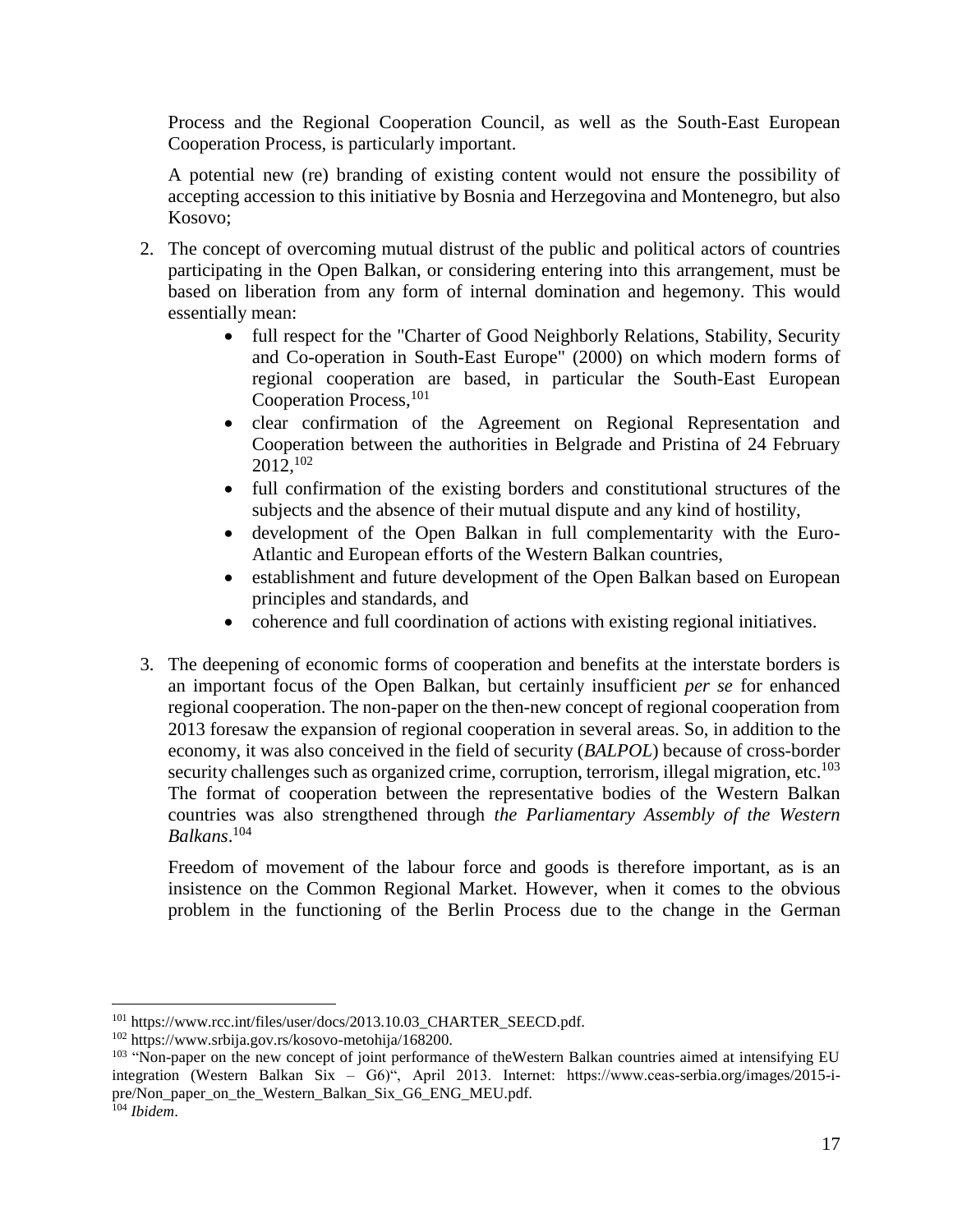Process and the Regional Cooperation Council, as well as the South-East European Cooperation Process, is particularly important.

A potential new (re) branding of existing content would not ensure the possibility of accepting accession to this initiative by Bosnia and Herzegovina and Montenegro, but also Kosovo;

2. The concept of overcoming mutual distrust of the public and political actors of countries participating in the Open Balkan, or considering entering into this arrangement, must be based on liberation from any form of internal domination and hegemony. This would essentially mean:
   - full respect for the "Charter of Good Neighborly Relations, Stability, Security and Co-operation in South-East Europe" (2000) on which modern forms of regional cooperation are based, in particular the South-East European Cooperation Process,[101]
   - clear confirmation of the Agreement on Regional Representation and Cooperation between the authorities in Belgrade and Pristina of 24 February 2012,[102]
   - full confirmation of the existing borders and constitutional structures of the subjects and the absence of their mutual dispute and any kind of hostility,
   - development of the Open Balkan in full complementarity with the Euro-Atlantic and European efforts of the Western Balkan countries,
   - establishment and future development of the Open Balkan based on European principles and standards, and
   - coherence and full coordination of actions with existing regional initiatives.

3. The deepening of economic forms of cooperation and benefits at the interstate borders is an important focus of the Open Balkan, but certainly insufficient *per se* for enhanced regional cooperation. The non-paper on the then-new concept of regional cooperation from 2013 foresaw the expansion of regional cooperation in several areas. So, in addition to the economy, it was also conceived in the field of security (*BALPOL*) because of cross-border security challenges such as organized crime, corruption, terrorism, illegal migration, etc.[103] The format of cooperation between the representative bodies of the Western Balkan countries was also strengthened through *the Parliamentary Assembly of the Western Balkans*.[104]

   Freedom of movement of the labour force and goods is therefore important, as is an insistence on the Common Regional Market. However, when it comes to the obvious problem in the functioning of the Berlin Process due to the change in the German

---

[101] https://www.rcc.int/files/user/docs/2013.10.03_CHARTER_SEECD.pdf.

[102] https://www.srbija.gov.rs/kosovo-metohija/168200.

[103] "Non-paper on the new concept of joint performance of theWestern Balkan countries aimed at intensifying EU integration (Western Balkan Six – G6)", April 2013. Internet: https://www.ceas-serbia.org/images/2015-i-pre/Non_paper_on_the_Western_Balkan_Six_G6_ENG_MEU.pdf.

[104] *Ibidem*.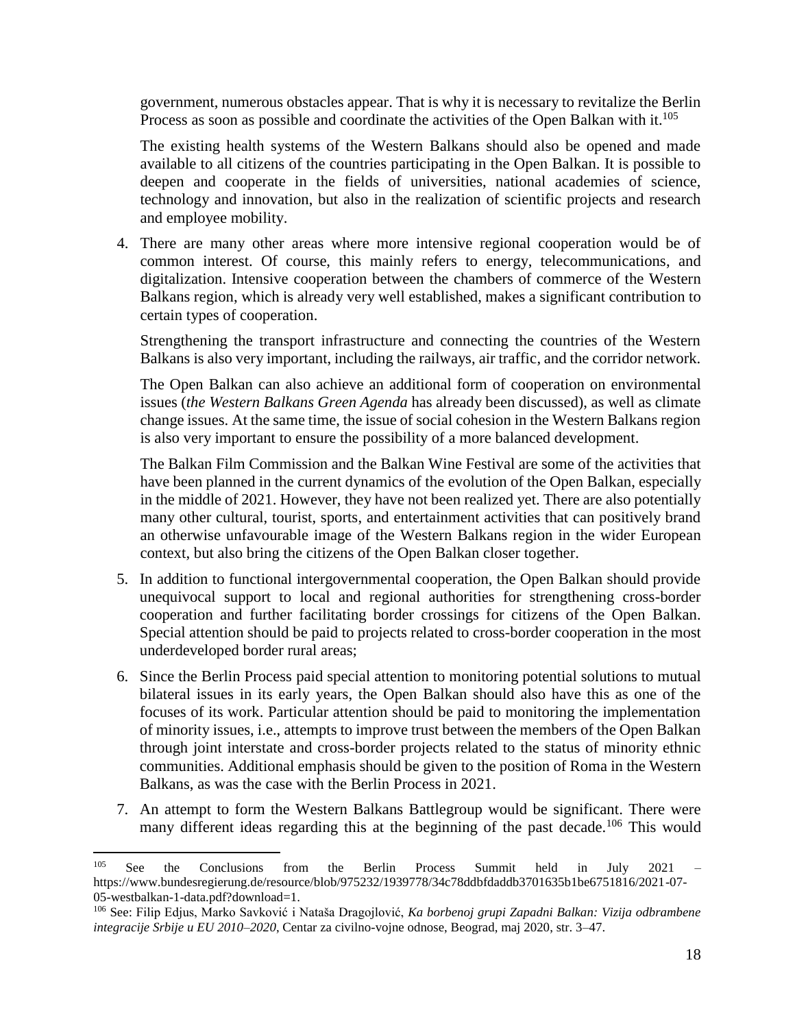government, numerous obstacles appear. That is why it is necessary to revitalize the Berlin Process as soon as possible and coordinate the activities of the Open Balkan with it.[105]

The existing health systems of the Western Balkans should also be opened and made available to all citizens of the countries participating in the Open Balkan. It is possible to deepen and cooperate in the fields of universities, national academies of science, technology and innovation, but also in the realization of scientific projects and research and employee mobility.

4. There are many other areas where more intensive regional cooperation would be of common interest. Of course, this mainly refers to energy, telecommunications, and digitalization. Intensive cooperation between the chambers of commerce of the Western Balkans region, which is already very well established, makes a significant contribution to certain types of cooperation.

   Strengthening the transport infrastructure and connecting the countries of the Western Balkans is also very important, including the railways, air traffic, and the corridor network.

   The Open Balkan can also achieve an additional form of cooperation on environmental issues (*the Western Balkans Green Agenda* has already been discussed), as well as climate change issues. At the same time, the issue of social cohesion in the Western Balkans region is also very important to ensure the possibility of a more balanced development.

   The Balkan Film Commission and the Balkan Wine Festival are some of the activities that have been planned in the current dynamics of the evolution of the Open Balkan, especially in the middle of 2021. However, they have not been realized yet. There are also potentially many other cultural, tourist, sports, and entertainment activities that can positively brand an otherwise unfavourable image of the Western Balkans region in the wider European context, but also bring the citizens of the Open Balkan closer together.

5. In addition to functional intergovernmental cooperation, the Open Balkan should provide unequivocal support to local and regional authorities for strengthening cross-border cooperation and further facilitating border crossings for citizens of the Open Balkan. Special attention should be paid to projects related to cross-border cooperation in the most underdeveloped border rural areas;

6. Since the Berlin Process paid special attention to monitoring potential solutions to mutual bilateral issues in its early years, the Open Balkan should also have this as one of the focuses of its work. Particular attention should be paid to monitoring the implementation of minority issues, i.e., attempts to improve trust between the members of the Open Balkan through joint interstate and cross-border projects related to the status of minority ethnic communities. Additional emphasis should be given to the position of Roma in the Western Balkans, as was the case with the Berlin Process in 2021.

7. An attempt to form the Western Balkans Battlegroup would be significant. There were many different ideas regarding this at the beginning of the past decade.[106] This would

---

[105] See the Conclusions from the Berlin Process Summit held in July 2021 – https://www.bundesregierung.de/resource/blob/975232/1939778/34c78ddbfdaddb3701635b1be6751816/2021-07-05-westbalkan-1-data.pdf?download=1.

[106] See: Filip Edjus, Marko Savković i Nataša Dragojlović, *Ka borbenoj grupi Zapadni Balkan: Vizija odbrambene integracije Srbije u EU 2010–2020*, Centar za civilno-vojne odnose, Beograd, maj 2020, str. 3–47.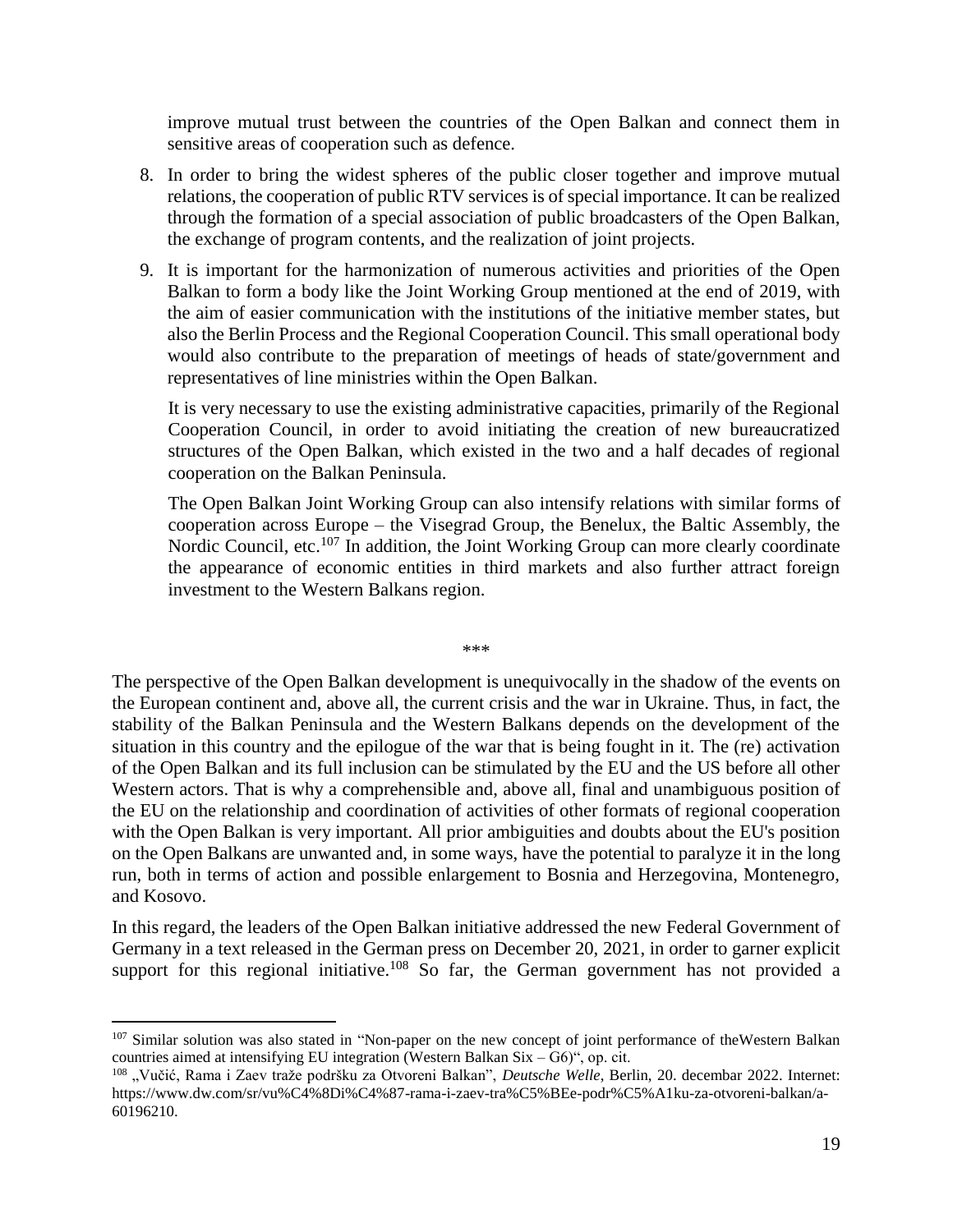improve mutual trust between the countries of the Open Balkan and connect them in sensitive areas of cooperation such as defence.

8. In order to bring the widest spheres of the public closer together and improve mutual relations, the cooperation of public RTV services is of special importance. It can be realized through the formation of a special association of public broadcasters of the Open Balkan, the exchange of program contents, and the realization of joint projects.

9. It is important for the harmonization of numerous activities and priorities of the Open Balkan to form a body like the Joint Working Group mentioned at the end of 2019, with the aim of easier communication with the institutions of the initiative member states, but also the Berlin Process and the Regional Cooperation Council. This small operational body would also contribute to the preparation of meetings of heads of state/government and representatives of line ministries within the Open Balkan.

   It is very necessary to use the existing administrative capacities, primarily of the Regional Cooperation Council, in order to avoid initiating the creation of new bureaucratized structures of the Open Balkan, which existed in the two and a half decades of regional cooperation on the Balkan Peninsula.

   The Open Balkan Joint Working Group can also intensify relations with similar forms of cooperation across Europe – the Visegrad Group, the Benelux, the Baltic Assembly, the Nordic Council, etc.[107] In addition, the Joint Working Group can more clearly coordinate the appearance of economic entities in third markets and also further attract foreign investment to the Western Balkans region.

\*\*\*

The perspective of the Open Balkan development is unequivocally in the shadow of the events on the European continent and, above all, the current crisis and the war in Ukraine. Thus, in fact, the stability of the Balkan Peninsula and the Western Balkans depends on the development of the situation in this country and the epilogue of the war that is being fought in it. The (re) activation of the Open Balkan and its full inclusion can be stimulated by the EU and the US before all other Western actors. That is why a comprehensible and, above all, final and unambiguous position of the EU on the relationship and coordination of activities of other formats of regional cooperation with the Open Balkan is very important. All prior ambiguities and doubts about the EU's position on the Open Balkans are unwanted and, in some ways, have the potential to paralyze it in the long run, both in terms of action and possible enlargement to Bosnia and Herzegovina, Montenegro, and Kosovo.

In this regard, the leaders of the Open Balkan initiative addressed the new Federal Government of Germany in a text released in the German press on December 20, 2021, in order to garner explicit support for this regional initiative.[108] So far, the German government has not provided a

---

[107] Similar solution was also stated in "Non-paper on the new concept of joint performance of theWestern Balkan countries aimed at intensifying EU integration (Western Balkan Six – G6)", op. cit.

[108] „Vučić, Rama i Zaev traže podršku za Otvoreni Balkan", *Deutsche Welle*, Berlin, 20. decembar 2022. Internet: https://www.dw.com/sr/vu%C4%8Di%C4%87-rama-i-zaev-tra%C5%BEe-podr%C5%A1ku-za-otvoreni-balkan/a-60196210.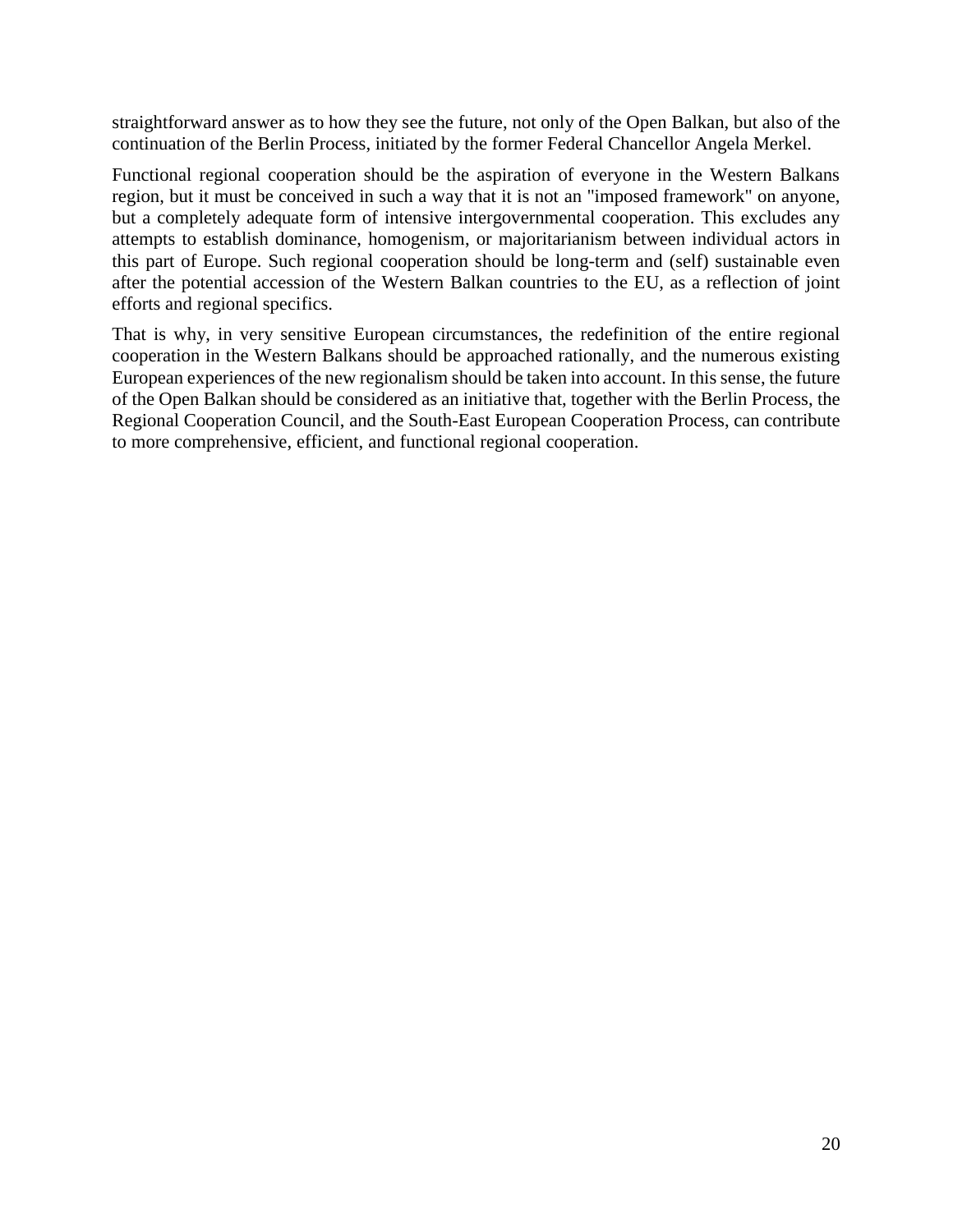straightforward answer as to how they see the future, not only of the Open Balkan, but also of the continuation of the Berlin Process, initiated by the former Federal Chancellor Angela Merkel.

Functional regional cooperation should be the aspiration of everyone in the Western Balkans region, but it must be conceived in such a way that it is not an "imposed framework" on anyone, but a completely adequate form of intensive intergovernmental cooperation. This excludes any attempts to establish dominance, homogenism, or majoritarianism between individual actors in this part of Europe. Such regional cooperation should be long-term and (self) sustainable even after the potential accession of the Western Balkan countries to the EU, as a reflection of joint efforts and regional specifics.

That is why, in very sensitive European circumstances, the redefinition of the entire regional cooperation in the Western Balkans should be approached rationally, and the numerous existing European experiences of the new regionalism should be taken into account. In this sense, the future of the Open Balkan should be considered as an initiative that, together with the Berlin Process, the Regional Cooperation Council, and the South-East European Cooperation Process, can contribute to more comprehensive, efficient, and functional regional cooperation.